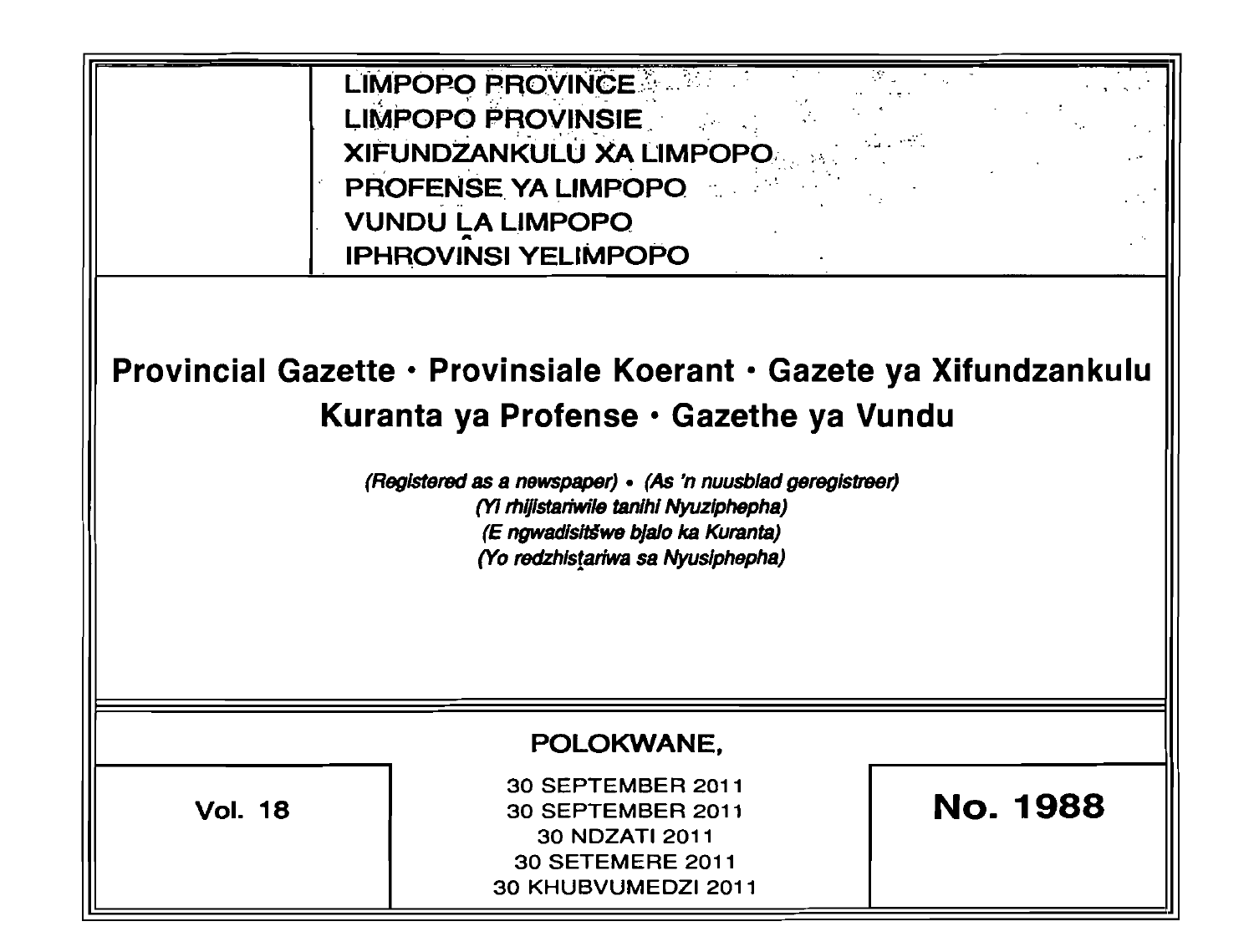LIMPOPO PROVINCE
LIMPOPO PROVINSIE
XIFUNDZANKULU XA LIMPOPO
PROFENSE YA LIMPOPO
VUNDU LA LIMPOPO
IPHROVINSI YELIMPOPO

# Provincial Gazette • Provinsiale Koerant • Gazete ya Xifundzankulu Kuranta ya Profense • Gazethe ya Vundu

*(Registered as a newspaper) • (As 'n nuusblad geregistreer)*
*(Yi rhijistariwile tanihi Nyuziphepha)*
*(E ngwadisitšwe bjalo ka Kuranta)*
*(Yo redzhistariwa sa Nyusiphepha)*

POLOKWANE,

**Vol. 18**

30 SEPTEMBER 2011
30 SEPTEMBER 2011
30 NDZATI 2011
30 SETEMERE 2011
30 KHUBVUMEDZI 2011

**No. 1988**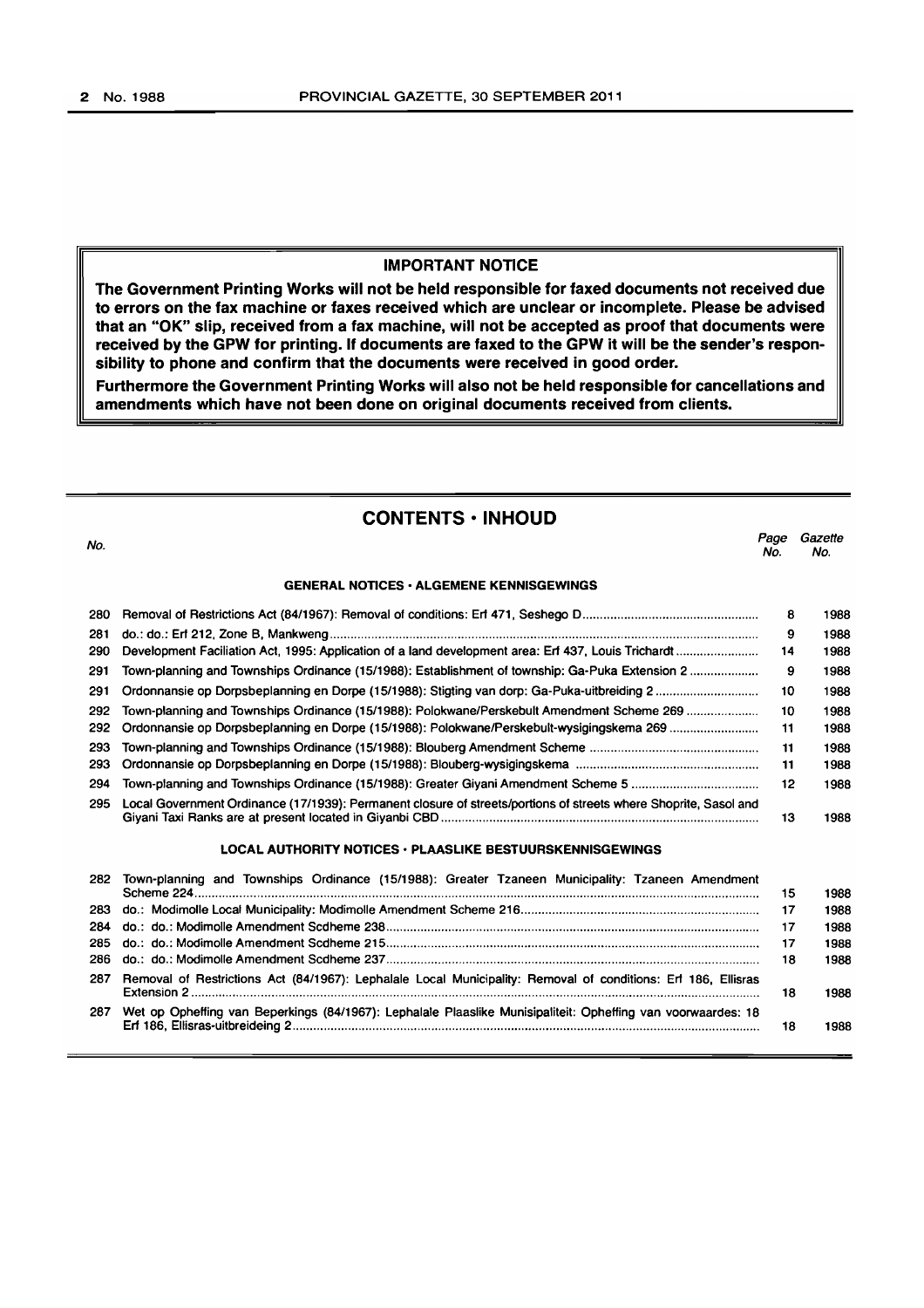**IMPORTANT NOTICE**

**The Government Printing Works will not be held responsible for faxed documents not received due to errors on the fax machine or faxes received which are unclear or incomplete. Please be advised that an "OK" slip, received from a fax machine, will not be accepted as proof that documents were received by the GPW for printing. If documents are faxed to the GPW it will be the sender's responsibility to phone and confirm that the documents were received in good order.**

**Furthermore the Government Printing Works will also not be held responsible for cancellations and amendments which have not been done on original documents received from clients.**

## CONTENTS • INHOUD

| No. | | Page No. | Gazette No. |
|---|---|---|---|
| | **GENERAL NOTICES • ALGEMENE KENNISGEWINGS** | | |
| 280 | Removal of Restrictions Act (84/1967): Removal of conditions: Erf 471, Seshego D | 8 | 1988 |
| 281 | do.: do.: Erf 212, Zone B, Mankweng | 9 | 1988 |
| 290 | Development Faciliation Act, 1995: Application of a land development area: Erf 437, Louis Trichardt | 14 | 1988 |
| 291 | Town-planning and Townships Ordinance (15/1988): Establishment of township: Ga-Puka Extension 2 | 9 | 1988 |
| 291 | Ordonnansie op Dorpsbeplanning en Dorpe (15/1988): Stigting van dorp: Ga-Puka-uitbreiding 2 | 10 | 1988 |
| 292 | Town-planning and Townships Ordinance (15/1988): Polokwane/Perskebult Amendment Scheme 269 | 10 | 1988 |
| 292 | Ordonnansie op Dorpsbeplanning en Dorpe (15/1988): Polokwane/Perskebult-wysigingskema 269 | 11 | 1988 |
| 293 | Town-planning and Townships Ordinance (15/1988): Blouberg Amendment Scheme | 11 | 1988 |
| 293 | Ordonnansie op Dorpsbeplanning en Dorpe (15/1988): Blouberg-wysigingskema | 11 | 1988 |
| 294 | Town-planning and Townships Ordinance (15/1988): Greater Giyani Amendment Scheme 5 | 12 | 1988 |
| 295 | Local Government Ordinance (17/1939): Permanent closure of streets/portions of streets where Shoprite, Sasol and Giyani Taxi Ranks are at present located in Giyanbi CBD | 13 | 1988 |
| | **LOCAL AUTHORITY NOTICES • PLAASLIKE BESTUURSKENNISGEWINGS** | | |
| 282 | Town-planning and Townships Ordinance (15/1988): Greater Tzaneen Municipality: Tzaneen Amendment Scheme 224 | 15 | 1988 |
| 283 | do.: Modimolle Local Municipality: Modimolle Amendment Scheme 216 | 17 | 1988 |
| 284 | do.: do.: Modimolle Amendment Scdheme 238 | 17 | 1988 |
| 285 | do.: do.: Modimolle Amendment Scdheme 215 | 17 | 1988 |
| 286 | do.: do.: Modimolle Amendment Scdheme 237 | 18 | 1988 |
| 287 | Removal of Restrictions Act (84/1967): Lephalale Local Municipality: Removal of conditions: Erf 186, Ellisras Extension 2 | 18 | 1988 |
| 287 | Wet op Opheffing van Beperkings (84/1967): Lephalale Plaaslike Munisipaliteit: Opheffing van voorwaardes: 18 Erf 186, Ellisras-uitbreideing 2 | 18 | 1988 |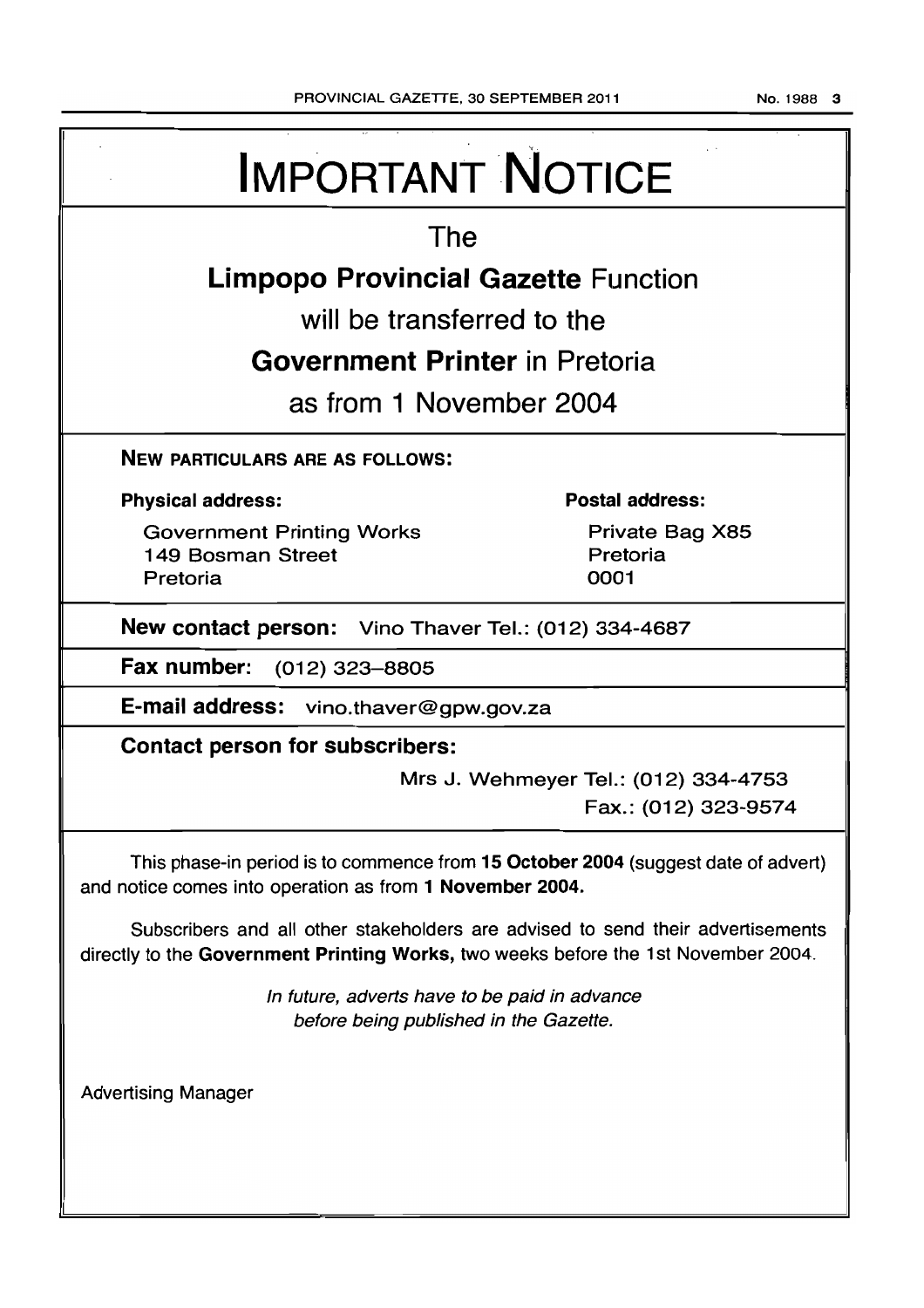# IMPORTANT NOTICE

The

**Limpopo Provincial Gazette** Function

will be transferred to the

**Government Printer** in Pretoria

as from 1 November 2004

**NEW PARTICULARS ARE AS FOLLOWS:**

**Physical address:**

Government Printing Works
149 Bosman Street
Pretoria

**Postal address:**

Private Bag X85
Pretoria
0001

**New contact person:** Vino Thaver Tel.: (012) 334-4687

**Fax number:** (012) 323–8805

**E-mail address:** vino.thaver@gpw.gov.za

**Contact person for subscribers:**

Mrs J. Wehmeyer Tel.: (012) 334-4753
Fax.: (012) 323-9574

This phase-in period is to commence from **15 October 2004** (suggest date of advert) and notice comes into operation as from **1 November 2004.**

Subscribers and all other stakeholders are advised to send their advertisements directly to the **Government Printing Works,** two weeks before the 1st November 2004.

*In future, adverts have to be paid in advance before being published in the Gazette.*

Advertising Manager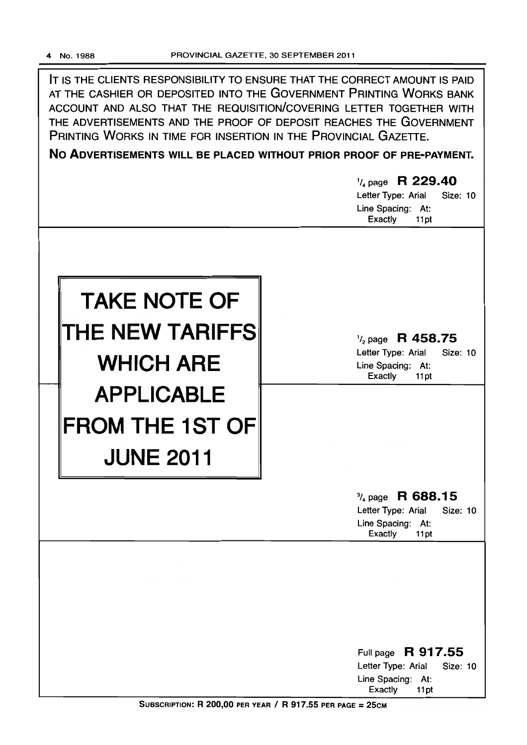IT IS THE CLIENTS RESPONSIBILITY TO ENSURE THAT THE CORRECT AMOUNT IS PAID AT THE CASHIER OR DEPOSITED INTO THE GOVERNMENT PRINTING WORKS BANK ACCOUNT AND ALSO THAT THE REQUISITION/COVERING LETTER TOGETHER WITH THE ADVERTISEMENTS AND THE PROOF OF DEPOSIT REACHES THE GOVERNMENT PRINTING WORKS IN TIME FOR INSERTION IN THE PROVINCIAL GAZETTE.

**NO ADVERTISEMENTS WILL BE PLACED WITHOUT PRIOR PROOF OF PRE-PAYMENT.**

$^1/_4$ page **R 229.40**
Letter Type: Arial Size: 10
Line Spacing: At: Exactly 11pt

# TAKE NOTE OF THE NEW TARIFFS WHICH ARE APPLICABLE FROM THE 1ST OF JUNE 2011

$^1/_2$ page **R 458.75**
Letter Type: Arial Size: 10
Line Spacing: At: Exactly 11pt

$^3/_4$ page **R 688.15**
Letter Type: Arial Size: 10
Line Spacing: At: Exactly 11pt

Full page **R 917.55**
Letter Type: Arial Size: 10
Line Spacing: At: Exactly 11pt

SUBSCRIPTION: R 200,00 PER YEAR / R 917.55 PER PAGE = 25CM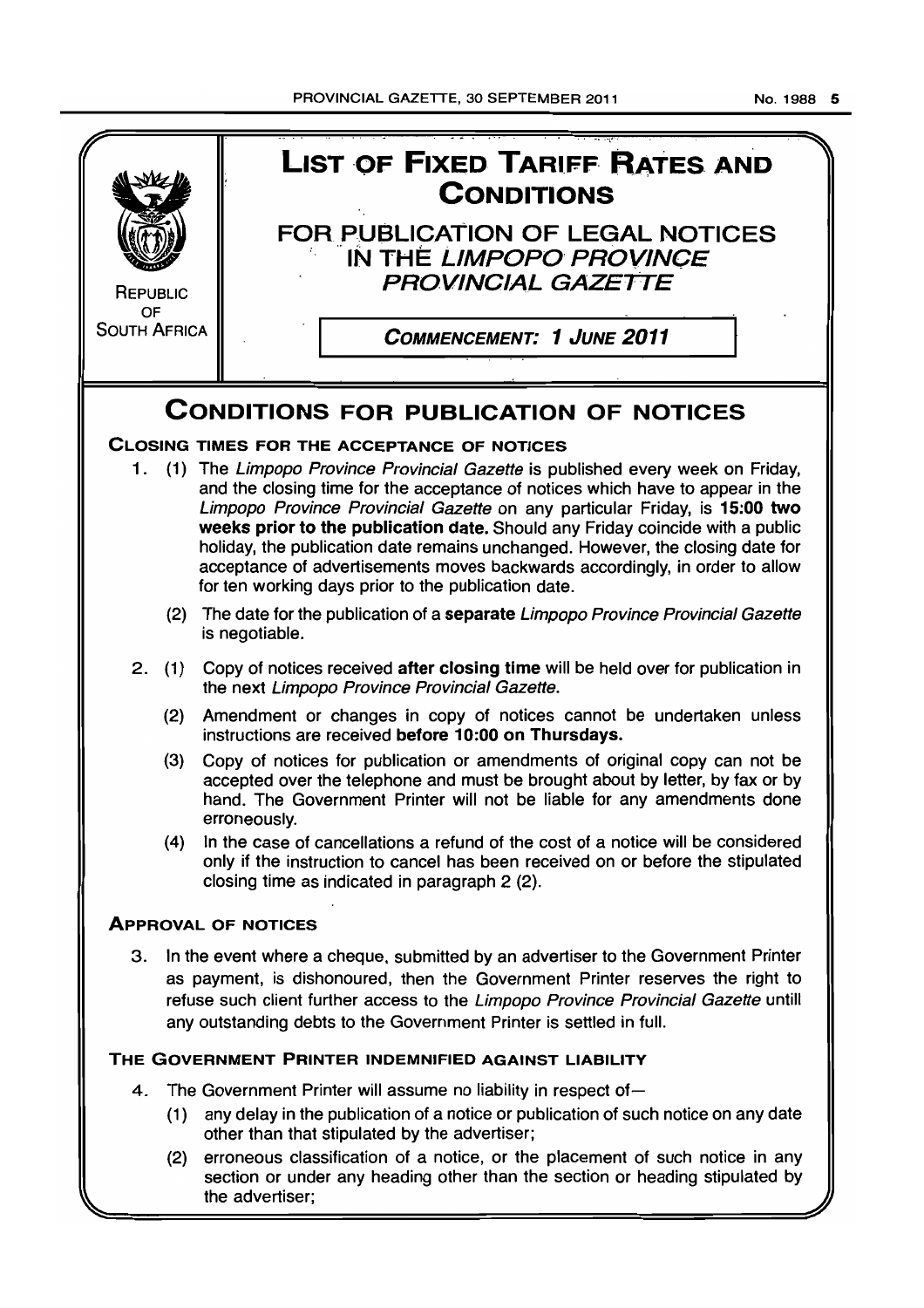REPUBLIC OF SOUTH AFRICA

# LIST OF FIXED TARIFF RATES AND CONDITIONS

## FOR PUBLICATION OF LEGAL NOTICES IN THE *LIMPOPO PROVINCE PROVINCIAL GAZETTE*

**COMMENCEMENT: 1 JUNE 2011**

# CONDITIONS FOR PUBLICATION OF NOTICES

### CLOSING TIMES FOR THE ACCEPTANCE OF NOTICES

1. (1) The *Limpopo Province Provincial Gazette* is published every week on Friday, and the closing time for the acceptance of notices which have to appear in the *Limpopo Province Provincial Gazette* on any particular Friday, is **15:00 two weeks prior to the publication date.** Should any Friday coincide with a public holiday, the publication date remains unchanged. However, the closing date for acceptance of advertisements moves backwards accordingly, in order to allow for ten working days prior to the publication date.

   (2) The date for the publication of a **separate** *Limpopo Province Provincial Gazette* is negotiable.

2. (1) Copy of notices received **after closing time** will be held over for publication in the next *Limpopo Province Provincial Gazette*.

   (2) Amendment or changes in copy of notices cannot be undertaken unless instructions are received **before 10:00 on Thursdays.**

   (3) Copy of notices for publication or amendments of original copy can not be accepted over the telephone and must be brought about by letter, by fax or by hand. The Government Printer will not be liable for any amendments done erroneously.

   (4) In the case of cancellations a refund of the cost of a notice will be considered only if the instruction to cancel has been received on or before the stipulated closing time as indicated in paragraph 2 (2).

### APPROVAL OF NOTICES

3. In the event where a cheque, submitted by an advertiser to the Government Printer as payment, is dishonoured, then the Government Printer reserves the right to refuse such client further access to the *Limpopo Province Provincial Gazette* untill any outstanding debts to the Government Printer is settled in full.

### THE GOVERNMENT PRINTER INDEMNIFIED AGAINST LIABILITY

4. The Government Printer will assume no liability in respect of—

   (1) any delay in the publication of a notice or publication of such notice on any date other than that stipulated by the advertiser;

   (2) erroneous classification of a notice, or the placement of such notice in any section or under any heading other than the section or heading stipulated by the advertiser;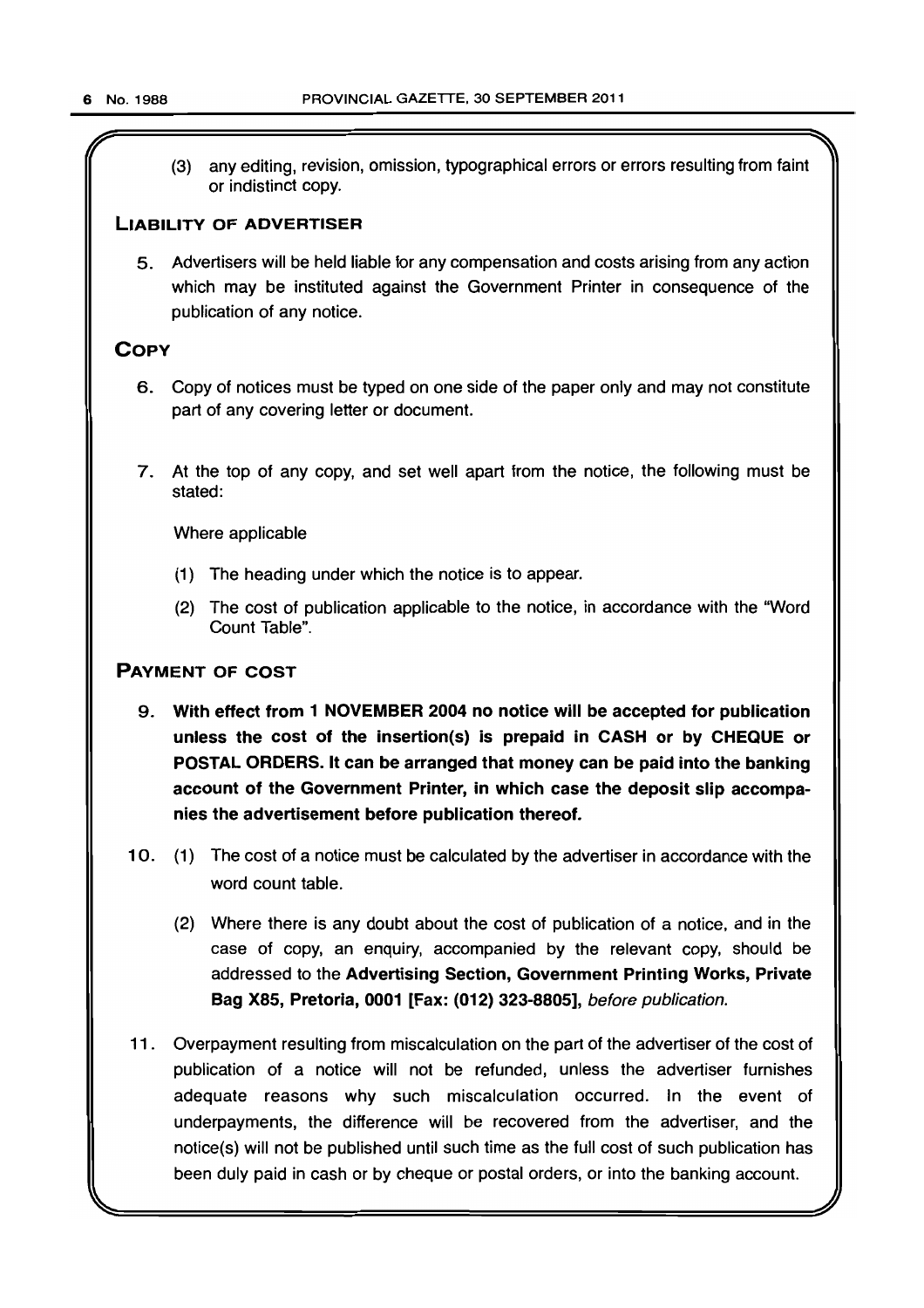(3) any editing, revision, omission, typographical errors or errors resulting from faint or indistinct copy.

## LIABILITY OF ADVERTISER

5. Advertisers will be held liable for any compensation and costs arising from any action which may be instituted against the Government Printer in consequence of the publication of any notice.

## COPY

6. Copy of notices must be typed on one side of the paper only and may not constitute part of any covering letter or document.

7. At the top of any copy, and set well apart from the notice, the following must be stated:

   Where applicable

   (1) The heading under which the notice is to appear.

   (2) The cost of publication applicable to the notice, in accordance with the "Word Count Table".

## PAYMENT OF COST

9. **With effect from 1 NOVEMBER 2004 no notice will be accepted for publication unless the cost of the insertion(s) is prepaid in CASH or by CHEQUE or POSTAL ORDERS. It can be arranged that money can be paid into the banking account of the Government Printer, in which case the deposit slip accompanies the advertisement before publication thereof.**

10. (1) The cost of a notice must be calculated by the advertiser in accordance with the word count table.

    (2) Where there is any doubt about the cost of publication of a notice, and in the case of copy, an enquiry, accompanied by the relevant copy, should be addressed to the **Advertising Section, Government Printing Works, Private Bag X85, Pretoria, 0001 [Fax: (012) 323-8805],** *before publication.*

11. Overpayment resulting from miscalculation on the part of the advertiser of the cost of publication of a notice will not be refunded, unless the advertiser furnishes adequate reasons why such miscalculation occurred. In the event of underpayments, the difference will be recovered from the advertiser, and the notice(s) will not be published until such time as the full cost of such publication has been duly paid in cash or by cheque or postal orders, or into the banking account.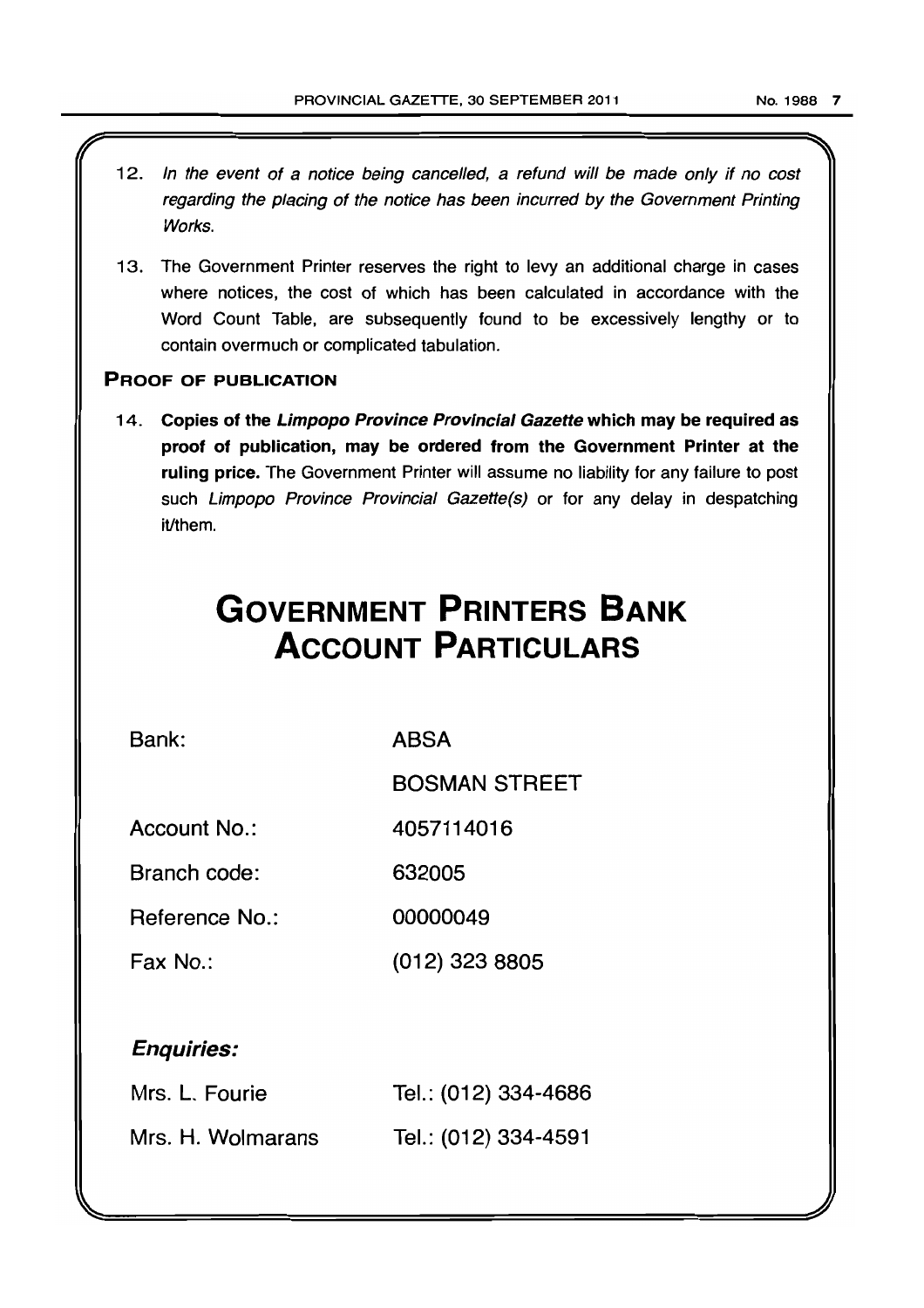12. *In the event of a notice being cancelled, a refund will be made only if no cost regarding the placing of the notice has been incurred by the Government Printing Works.*

13. The Government Printer reserves the right to levy an additional charge in cases where notices, the cost of which has been calculated in accordance with the Word Count Table, are subsequently found to be excessively lengthy or to contain overmuch or complicated tabulation.

### PROOF OF PUBLICATION

14. **Copies of the *Limpopo Province Provincial Gazette* which may be required as proof of publication, may be ordered from the Government Printer at the ruling price.** The Government Printer will assume no liability for any failure to post such *Limpopo Province Provincial Gazette(s)* or for any delay in despatching it/them.

# GOVERNMENT PRINTERS BANK ACCOUNT PARTICULARS

| | |
|---|---|
| Bank: | ABSA |
| | BOSMAN STREET |
| Account No.: | 4057114016 |
| Branch code: | 632005 |
| Reference No.: | 00000049 |
| Fax No.: | (012) 323 8805 |

### *Enquiries:*

| | |
|---|---|
| Mrs. L. Fourie | Tel.: (012) 334-4686 |
| Mrs. H. Wolmarans | Tel.: (012) 334-4591 |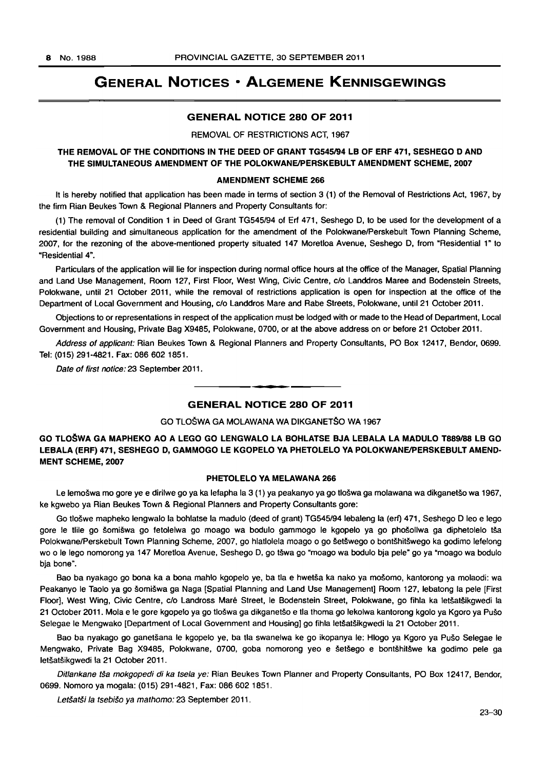# GENERAL NOTICES • ALGEMENE KENNISGEWINGS

## GENERAL NOTICE 280 OF 2011

REMOVAL OF RESTRICTIONS ACT, 1967

### THE REMOVAL OF THE CONDITIONS IN THE DEED OF GRANT TG545/94 LB OF ERF 471, SESHEGO D AND THE SIMULTANEOUS AMENDMENT OF THE POLOKWANE/PERSKEBULT AMENDMENT SCHEME, 2007

#### AMENDMENT SCHEME 266

It is hereby notified that application has been made in terms of section 3 (1) of the Removal of Restrictions Act, 1967, by the firm Rian Beukes Town & Regional Planners and Property Consultants for:

(1) The removal of Condition 1 in Deed of Grant TG545/94 of Erf 471, Seshego D, to be used for the development of a residential building and simultaneous application for the amendment of the Polokwane/Perskebult Town Planning Scheme, 2007, for the rezoning of the above-mentioned property situated 147 Moretloa Avenue, Seshego D, from "Residential 1" to "Residential 4".

Particulars of the application will lie for inspection during normal office hours at the office of the Manager, Spatial Planning and Land Use Management, Room 127, First Floor, West Wing, Civic Centre, c/o Landdros Maree and Bodenstein Streets, Polokwane, until 21 October 2011, while the removal of restrictions application is open for inspection at the office of the Department of Local Government and Housing, c/o Landdros Mare and Rabe Streets, Polokwane, until 21 October 2011.

Objections to or representations in respect of the application must be lodged with or made to the Head of Department, Local Government and Housing, Private Bag X9485, Polokwane, 0700, or at the above address on or before 21 October 2011.

*Address of applicant:* Rian Beukes Town & Regional Planners and Property Consultants, PO Box 12417, Bendor, 0699. Tel: (015) 291-4821. Fax: 086 602 1851.

*Date of first notice:* 23 September 2011.

---

## GENERAL NOTICE 280 OF 2011

GO TLOŠWA GA MOLAWANA WA DIKGANETŠO WA 1967

### GO TLOŠWA GA MAPHEKO AO A LEGO GO LENGWALO LA BOHLATSE BJA LEBALA LA MADULO T889/88 LB GO LEBALA (ERF) 471, SESHEGO D, GAMMOGO LE KGOPELO YA PHETOLELO YA POLOKWANE/PERSKEBULT AMENDMENT SCHEME, 2007

#### PHETOLELO YA MELAWANA 266

Le lemošwa mo gore ye e dirilwe go ya ka lefapha la 3 (1) ya peakanyo ya go tlošwa ga molawana wa dikganetšo wa 1967, ke kgwebo ya Rian Beukes Town & Regional Planners and Property Consultants gore:

Go tlošwe mapheko lengwalo la bohlatse la madulo (deed of grant) TG545/94 lebaleng la (erf) 471, Seshego D leo e lego gore le tlile go šomišwa go fetolelwa go moago wa bodulo gammogo le kgopelo ya go phošollwa ga diphetolelo tša Polokwane/Perskebult Town Planning Scheme, 2007, go hlatlolela moago o go šetšwego o bontšhitšwego ka godimo lefelong wo o le lego nomorong ya 147 Moretloa Avenue, Seshego D, go tšwa go "moago wa bodulo bja pele" go ya "moago wa bodulo bja bone".

Bao ba nyakago go bona ka a bona mahlo kgopelo ye, ba tla e hwetša ka nako ya mošomo, kantorong ya molaodi: wa Peakanyo le Taolo ya go šomišwa ga Naga [Spatial Planning and Land Use Management] Room 127, lebatong la pele [First Floor], West Wing, Civic Centre, c/o Landross Maré Street, le Bodenstein Street, Polokwane, go fihla ka letšatšikgwedi la 21 October 2011. Mola e le gore kgopelo ya go tlošwa ga dikganetšo e tla thoma go lekolwa kantorong kgolo ya Kgoro ya Pušo Selegae le Mengwako [Department of Local Government and Housing] go fihla letšatšikgwedi la 21 October 2011.

Bao ba nyakago go ganetšana le kgopelo ye, ba tla swanelwa ke go ikopanya le: Hlogo ya Kgoro ya Pušo Selegae le Mengwako, Private Bag X9485, Polokwane, 0700, goba nomorong yeo e šetšego e bontšhitšwe ka godimo pele ga letšatšikgwedi la 21 October 2011.

*Ditlankane tša mokgopedi di ka tsela ye:* Rian Beukes Town Planner and Property Consultants, PO Box 12417, Bendor, 0699. Nomoro ya mogala: (015) 291-4821, Fax: 086 602 1851.

*Letšatši la tsebišo ya mathomo:* 23 September 2011.

23–30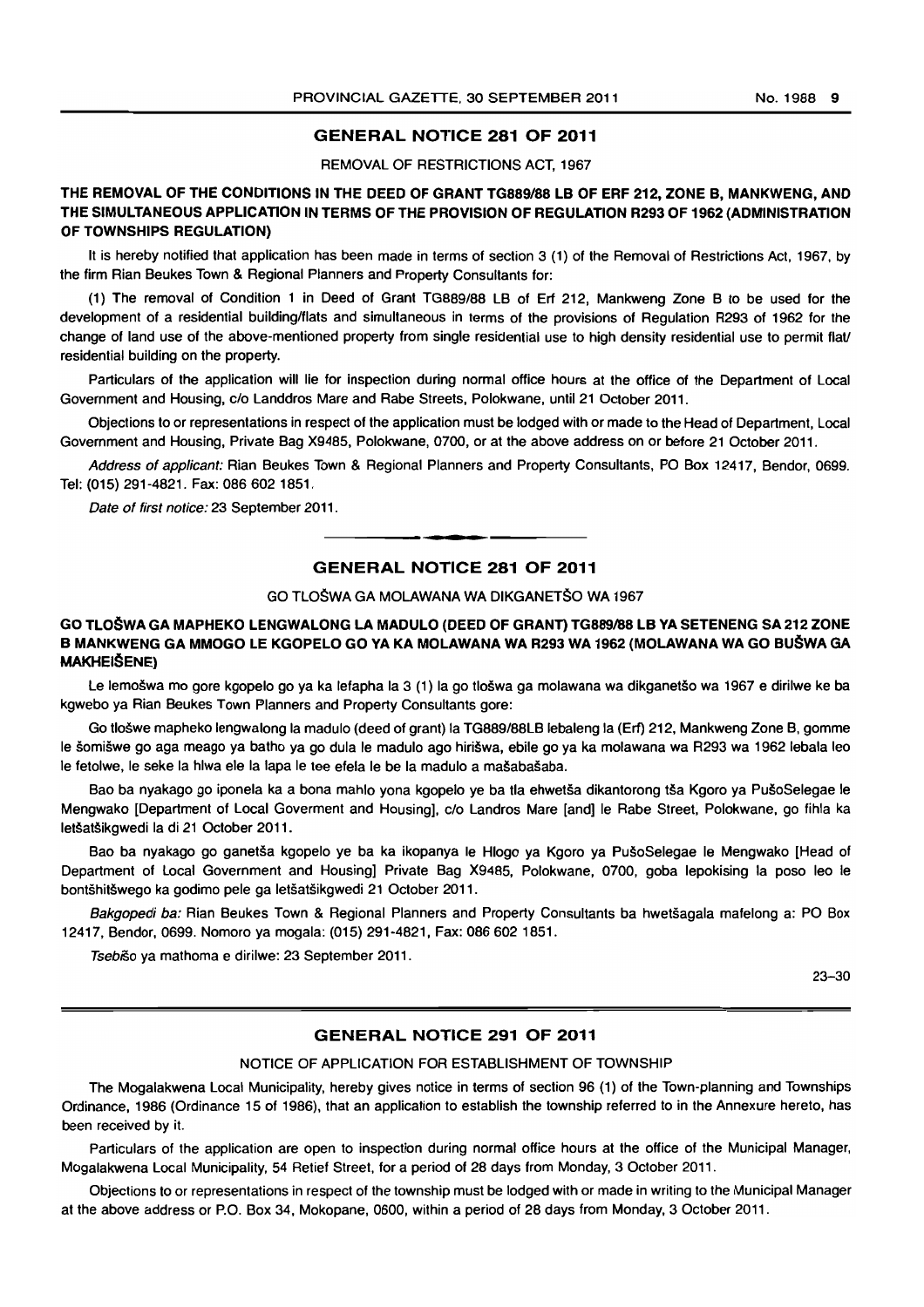## GENERAL NOTICE 281 OF 2011

REMOVAL OF RESTRICTIONS ACT, 1967

**THE REMOVAL OF THE CONDITIONS IN THE DEED OF GRANT TG889/88 LB OF ERF 212, ZONE B, MANKWENG, AND THE SIMULTANEOUS APPLICATION IN TERMS OF THE PROVISION OF REGULATION R293 OF 1962 (ADMINISTRATION OF TOWNSHIPS REGULATION)**

It is hereby notified that application has been made in terms of section 3 (1) of the Removal of Restrictions Act, 1967, by the firm Rian Beukes Town & Regional Planners and Property Consultants for:

(1) The removal of Condition 1 in Deed of Grant TG889/88 LB of Erf 212, Mankweng Zone B to be used for the development of a residential building/flats and simultaneous in terms of the provisions of Regulation R293 of 1962 for the change of land use of the above-mentioned property from single residential use to high density residential use to permit flat/ residential building on the property.

Particulars of the application will lie for inspection during normal office hours at the office of the Department of Local Government and Housing, c/o Landdros Mare and Rabe Streets, Polokwane, until 21 October 2011.

Objections to or representations in respect of the application must be lodged with or made to the Head of Department, Local Government and Housing, Private Bag X9485, Polokwane, 0700, or at the above address on or before 21 October 2011.

*Address of applicant:* Rian Beukes Town & Regional Planners and Property Consultants, PO Box 12417, Bendor, 0699. Tel: (015) 291-4821. Fax: 086 602 1851.

*Date of first notice:* 23 September 2011.

## GENERAL NOTICE 281 OF 2011

GO TLOŠWA GA MOLAWANA WA DIKGANETŠO WA 1967

**GO TLOŠWA GA MAPHEKO LENGWALONG LA MADULO (DEED OF GRANT) TG889/88 LB YA SETENENG SA 212 ZONE B MANKWENG GA MMOGO LE KGOPELO GO YA KA MOLAWANA WA R293 WA 1962 (MOLAWANA WA GO BUŠWA GA MAKHEIŠENE)**

Le lemošwa mo gore kgopelo go ya ka lefapha la 3 (1) la go tlošwa ga molawana wa dikganetšo wa 1967 e dirilwe ke ba kgwebo ya Rian Beukes Town Planners and Property Consultants gore:

Go tlošwe mapheko lengwalong la madulo (deed of grant) la TG889/88LB lebaleng la (Erf) 212, Mankweng Zone B, gomme le šomišwe go aga meago ya batho ya go dula le madulo ago hirišwa, ebile go ya ka molawana wa R293 wa 1962 lebala leo le fetolwe, le seke la hlwa ele la lapa le tee efela le be la madulo a mašabašaba.

Bao ba nyakago go iponela ka a bona mahlo yona kgopelo ye ba tla ehwetša dikantorong tša Kgoro ya PušoSelegae le Mengwako [Department of Local Goverment and Housing], c/o Landros Mare [and] le Rabe Street, Polokwane, go fihla ka letšatšikgwedi la di 21 October 2011.

Bao ba nyakago go ganetša kgopelo ye ba ka ikopanya le Hlogo ya Kgoro ya PušoSelegae le Mengwako [Head of Department of Local Government and Housing] Private Bag X9485, Polokwane, 0700, goba lepokising la poso leo le bontšhitšwego ka godimo pele ga letšatšikgwedi 21 October 2011.

*Bakgopedi ba:* Rian Beukes Town & Regional Planners and Property Consultants ba hwetšagala mafelong a: PO Box 12417, Bendor, 0699. Nomoro ya mogala: (015) 291-4821, Fax: 086 602 1851.

*Tsebišo* ya mathoma e dirilwe: 23 September 2011.

23–30

## GENERAL NOTICE 291 OF 2011

NOTICE OF APPLICATION FOR ESTABLISHMENT OF TOWNSHIP

The Mogalakwena Local Municipality, hereby gives notice in terms of section 96 (1) of the Town-planning and Townships Ordinance, 1986 (Ordinance 15 of 1986), that an application to establish the township referred to in the Annexure hereto, has been received by it.

Particulars of the application are open to inspection during normal office hours at the office of the Municipal Manager, Mogalakwena Local Municipality, 54 Retief Street, for a period of 28 days from Monday, 3 October 2011.

Objections to or representations in respect of the township must be lodged with or made in writing to the Municipal Manager at the above address or P.O. Box 34, Mokopane, 0600, within a period of 28 days from Monday, 3 October 2011.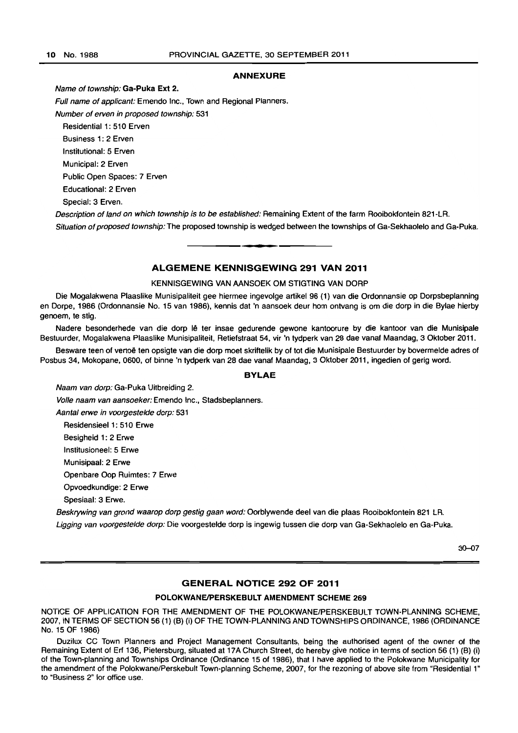## ANNEXURE

*Name of township:* **Ga-Puka Ext 2.**

*Full name of applicant:* Emendo Inc., Town and Regional Planners.

*Number of erven in proposed township:* 531

Residential 1: 510 Erven

Business 1: 2 Erven

Institutional: 5 Erven

Municipal: 2 Erven

Public Open Spaces: 7 Erven

Educational: 2 Erven

Special: 3 Erven.

*Description of land on which township is to be established:* Remaining Extent of the farm Rooibokfontein 821-LR.

*Situation of proposed township:* The proposed township is wedged between the townships of Ga-Sekhaolelo and Ga-Puka.

## ALGEMENE KENNISGEWING 291 VAN 2011

KENNISGEWING VAN AANSOEK OM STIGTING VAN DORP

Die Mogalakwena Plaaslike Munisipaliteit gee hiermee ingevolge artikel 96 (1) van die Ordonnansie op Dorpsbeplanning en Dorpe, 1986 (Ordonnansie No. 15 van 1986), kennis dat 'n aansoek deur hom ontvang is om die dorp in die Bylae hierby genoem, te stig.

Nadere besonderhede van die dorp lê ter insae gedurende gewone kantoorure by die kantoor van die Munisipale Bestuurder, Mogalakwena Plaaslike Munisipaliteit, Retiefstraat 54, vir 'n tydperk van 28 dae vanaf Maandag, 3 Oktober 2011.

Besware teen of vertoë ten opsigte van die dorp moet skriftelik by of tot die Munisipale Bestuurder by bovermelde adres of Posbus 34, Mokopane, 0600, of binne 'n tydperk van 28 dae vanaf Maandag, 3 Oktober 2011, ingedien of gerig word.

### BYLAE

*Naam van dorp:* Ga-Puka Uitbreiding 2.

*Volle naam van aansoeker:* Emendo Inc., Stadsbeplanners.

*Aantal erwe in voorgestelde dorp:* 531

Residensieel 1: 510 Erwe

Besigheid 1: 2 Erwe

Institusioneel: 5 Erwe

Munisipaal: 2 Erwe

Openbare Oop Ruimtes: 7 Erwe

Opvoedkundige: 2 Erwe

Spesiaal: 3 Erwe.

*Beskrywing van grond waarop dorp gestig gaan word:* Oorblywende deel van die plaas Rooibokfontein 821 LR.

*Ligging van voorgestelde dorp:* Die voorgestelde dorp is ingewig tussen die dorp van Ga-Sekhaolelo en Ga-Puka.

30–07

## GENERAL NOTICE 292 OF 2011

### POLOKWANE/PERSKEBULT AMENDMENT SCHEME 269

NOTICE OF APPLICATION FOR THE AMENDMENT OF THE POLOKWANE/PERSKEBULT TOWN-PLANNING SCHEME, 2007, IN TERMS OF SECTION 56 (1) (B) (i) OF THE TOWN-PLANNING AND TOWNSHIPS ORDINANCE, 1986 (ORDINANCE No. 15 OF 1986)

Duzilux CC Town Planners and Project Management Consultants, being the authorised agent of the owner of the Remaining Extent of Erf 136, Pietersburg, situated at 17A Church Street, do hereby give notice in terms of section 56 (1) (B) (i) of the Town-planning and Townships Ordinance (Ordinance 15 of 1986), that I have applied to the Polokwane Municipality for the amendment of the Polokwane/Perskebult Town-planning Scheme, 2007, for the rezoning of above site from "Residential 1" to "Business 2" for office use.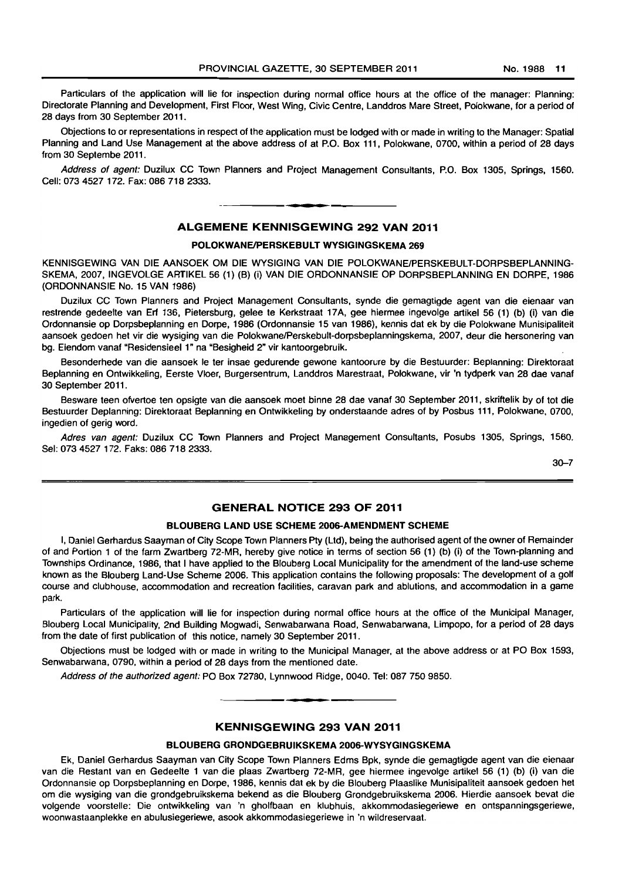Particulars of the application will lie for inspection during normal office hours at the office of the manager: Planning: Directorate Planning and Development, First Floor, West Wing, Civic Centre, Landdros Mare Street, Polokwane, for a period of 28 days from 30 September 2011.

Objections to or representations in respect of the application must be lodged with or made in writing to the Manager: Spatial Planning and Land Use Management at the above address of at P.O. Box 111, Polokwane, 0700, within a period of 28 days from 30 Septembe 2011.

*Address of agent:* Duzilux CC Town Planners and Project Management Consultants, P.O. Box 1305, Springs, 1560. Cell: 073 4527 172. Fax: 086 718 2333.

---

## ALGEMENE KENNISGEWING 292 VAN 2011

### POLOKWANE/PERSKEBULT WYSIGINGSKEMA 269

KENNISGEWING VAN DIE AANSOEK OM DIE WYSIGING VAN DIE POLOKWANE/PERSKEBULT-DORPSBEPLANNING-SKEMA, 2007, INGEVOLGE ARTIKEL 56 (1) (B) (i) VAN DIE ORDONNANSIE OP DORPSBEPLANNING EN DORPE, 1986 (ORDONNANSIE No. 15 VAN 1986)

Duzilux CC Town Planners and Project Management Consultants, synde die gemagtigde agent van die eienaar van restrende gedeelte van Erf 136, Pietersburg, gelee te Kerkstraat 17A, gee hiermee ingevolge artikel 56 (1) (b) (i) van die Ordonnansie op Dorpsbeplanning en Dorpe, 1986 (Ordonnansie 15 van 1986), kennis dat ek by die Polokwane Munisipaliteit aansoek gedoen het vir die wysiging van die Polokwane/Perskebult-dorpsbeplanningskema, 2007, deur die hersonering van bg. Eiendom vanaf "Residensieel 1" na "Besigheid 2" vir kantoorgebruik.

Besonderhede van die aansoek le ter insae gedurende gewone kantoorure by die Bestuurder: Beplanning: Direktoraat Beplanning en Ontwikkeling, Eerste Vloer, Burgersentrum, Landdros Marestraat, Polokwane, vir 'n tydperk van 28 dae vanaf 30 September 2011.

Besware teen ofvertoe ten opsigte van die aansoek moet binne 28 dae vanaf 30 September 2011, skriftelik by of tot die Bestuurder Deplanning: Direktoraat Beplanning en Ontwikkeling by onderstaande adres of by Posbus 111, Polokwane, 0700, ingedien of gerig word.

*Adres van agent:* Duzilux CC Town Planners and Project Management Consultants, Posubs 1305, Springs, 1560. Sel: 073 4527 172. Faks: 086 718 2333.

30–7

---

## GENERAL NOTICE 293 OF 2011

### BLOUBERG LAND USE SCHEME 2006-AMENDMENT SCHEME

I, Daniel Gerhardus Saayman of City Scope Town Planners Pty (Ltd), being the authorised agent of the owner of Remainder of and Portion 1 of the farm Zwartberg 72-MR, hereby give notice in terms of section 56 (1) (b) (i) of the Town-planning and Townships Ordinance, 1986, that I have applied to the Blouberg Local Municipality for the amendment of the land-use scheme known as the Blouberg Land-Use Scheme 2006. This application contains the following proposals: The development of a golf course and clubhouse, accommodation and recreation facilities, caravan park and ablutions, and accommodation in a game park.

Particulars of the application will lie for inspection during normal office hours at the office of the Municipal Manager, Blouberg Local Municipality, 2nd Building Mogwadi, Senwabarwana Road, Senwabarwana, Limpopo, for a period of 28 days from the date of first publication of this notice, namely 30 September 2011.

Objections must be lodged with or made in writing to the Municipal Manager, at the above address or at PO Box 1593, Senwabarwana, 0790, within a period of 28 days from the mentioned date.

*Address of the authorized agent:* PO Box 72780, Lynnwood Ridge, 0040. Tel: 087 750 9850.

---

## KENNISGEWING 293 VAN 2011

### BLOUBERG GRONDGEBRUIKSKEMA 2006-WYSYGINGSKEMA

Ek, Daniel Gerhardus Saayman van City Scope Town Planners Edms Bpk, synde die gemagtigde agent van die eienaar van die Restant van en Gedeelte 1 van die plaas Zwartberg 72-MR, gee hiermee ingevolge artikel 56 (1) (b) (i) van die Ordonnansie op Dorpsbeplanning en Dorpe, 1986, kennis dat ek by die Blouberg Plaaslike Munisipaliteit aansoek gedoen het om die wysiging van die grondgebruikskema bekend as die Blouberg Grondgebruikskema 2006. Hierdie aansoek bevat die volgende voorstelle: Die ontwikkeling van 'n gholfbaan en klubhuis, akkommodasiegeriewe en ontspanningsgeriewe, woonwastaanplekke en abulusiegeriewe, asook akkommodasiegeriewe in 'n wildreservaat.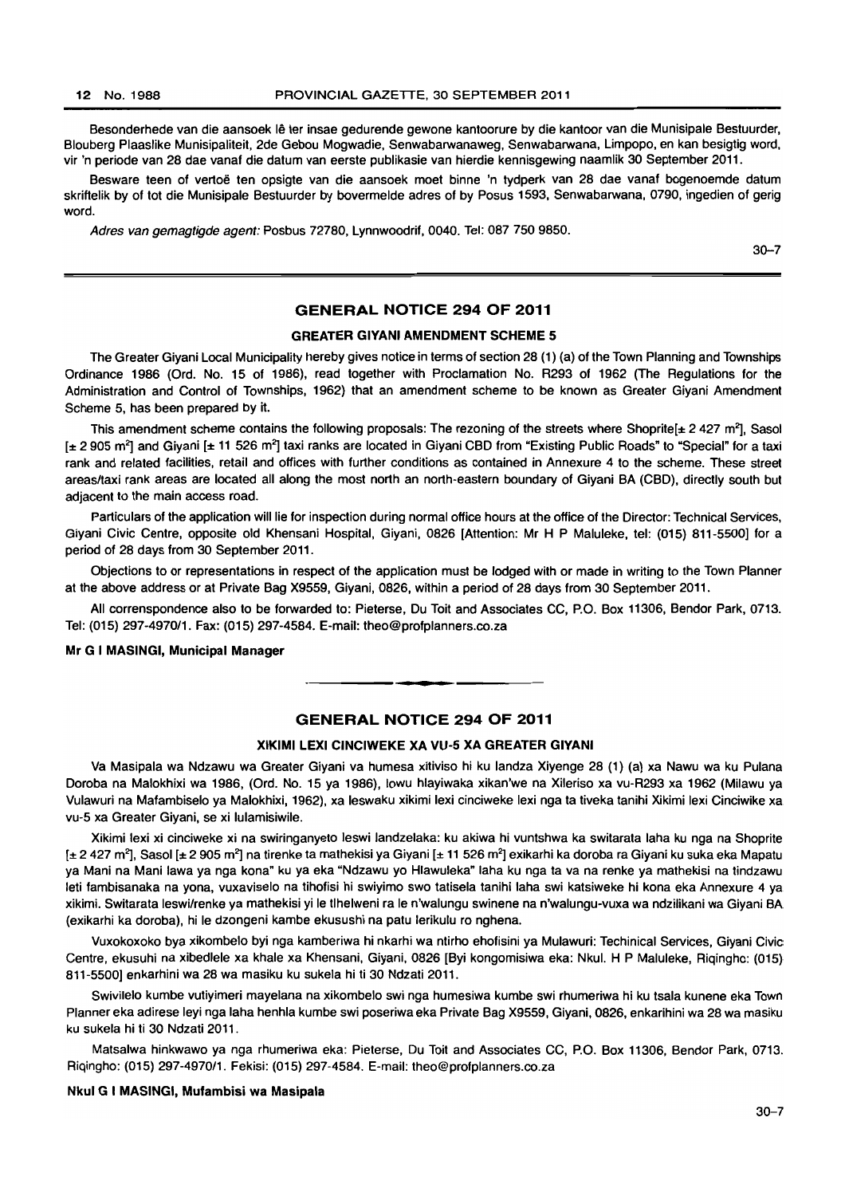Besonderhede van die aansoek lê ter insae gedurende gewone kantoorure by die kantoor van die Munisipale Bestuurder, Blouberg Plaaslike Munisipaliteit, 2de Gebou Mogwadie, Senwabarwanaweg, Senwabarwana, Limpopo, en kan besigtig word, vir 'n periode van 28 dae vanaf die datum van eerste publikasie van hierdie kennisgewing naamlik 30 September 2011.

Besware teen of vertoë ten opsigte van die aansoek moet binne 'n tydperk van 28 dae vanaf bogenoemde datum skriftelik by of tot die Munisipale Bestuurder by bovermelde adres of by Posus 1593, Senwabarwana, 0790, ingedien of gerig word.

*Adres van gemagtigde agent:* Posbus 72780, Lynnwoodrif, 0040. Tel: 087 750 9850.

30–7

## GENERAL NOTICE 294 OF 2011

### GREATER GIYANI AMENDMENT SCHEME 5

The Greater Giyani Local Municipality hereby gives notice in terms of section 28 (1) (a) of the Town Planning and Townships Ordinance 1986 (Ord. No. 15 of 1986), read together with Proclamation No. R293 of 1962 (The Regulations for the Administration and Control of Townships, 1962) that an amendment scheme to be known as Greater Giyani Amendment Scheme 5, has been prepared by it.

This amendment scheme contains the following proposals: The rezoning of the streets where Shoprite[± 2 427 m²], Sasol [± 2 905 m²] and Giyani [± 11 526 m²] taxi ranks are located in Giyani CBD from "Existing Public Roads" to "Special" for a taxi rank and related facilities, retail and offices with further conditions as contained in Annexure 4 to the scheme. These street areas/taxi rank areas are located all along the most north an north-eastern boundary of Giyani BA (CBD), directly south but adjacent to the main access road.

Particulars of the application will lie for inspection during normal office hours at the office of the Director: Technical Services, Giyani Civic Centre, opposite old Khensani Hospital, Giyani, 0826 [Attention: Mr H P Maluleke, tel: (015) 811-5500] for a period of 28 days from 30 September 2011.

Objections to or representations in respect of the application must be lodged with or made in writing to the Town Planner at the above address or at Private Bag X9559, Giyani, 0826, within a period of 28 days from 30 September 2011.

All correnspondence also to be forwarded to: Pieterse, Du Toit and Associates CC, P.O. Box 11306, Bendor Park, 0713. Tel: (015) 297-4970/1. Fax: (015) 297-4584. E-mail: theo@profplanners.co.za

**Mr G I MASINGI, Municipal Manager**

## GENERAL NOTICE 294 OF 2011

### XIKIMI LEXI CINCIWEKE XA VU-5 XA GREATER GIYANI

Va Masipala wa Ndzawu wa Greater Giyani va humesa xitiviso hi ku landza Xiyenge 28 (1) (a) xa Nawu wa ku Pulana Doroba na Malokhixi wa 1986, (Ord. No. 15 ya 1986), lowu hlayiwaka xikan'we na Xileriso xa vu-R293 xa 1962 (Milawu ya Vulawuri na Mafambiselo ya Malokhixi, 1962), xa leswaku xikimi lexi cinciweke lexi nga ta tiveka tanihi Xikimi lexi Cinciwike xa vu-5 xa Greater Giyani, se xi lulamisiwile.

Xikimi lexi xi cinciweke xi na swiringanyeto leswi landzelaka: ku akiwa hi vuntshwa ka switarata laha ku nga na Shoprite [± 2 427 m²], Sasol [± 2 905 m²] na tirenke ta mathekisi ya Giyani [± 11 526 m²] exikarhi ka doroba ra Giyani ku suka eka Mapatu ya Mani na Mani lawa ya nga kona" ku ya eka "Ndzawu yo Hlawuleka" laha ku nga ta va na renke ya mathekisi na tindzawu leti fambisanaka na yona, vuxaviselo na tihofisi hi swiyimo swo tatisela tanihi laha swi katsiweke hi kona eka Annexure 4 ya xikimi. Switarata leswi/renke ya mathekisi yi le tlhelweni ra le n'walungu swinene na n'walungu-vuxa wa ndzilikani wa Giyani BA (exikarhi ka doroba), hi le dzongeni kambe ekusushi na patu lerikulu ro nghena.

Vuxokoxoko bya xikombelo byi nga kamberiwa hi nkarhi wa ntirho ehofisini ya Mulawuri: Techinical Services, Giyani Civic Centre, ekusuhi na xibedlele xa khale xa Khensani, Giyani, 0826 [Byi kongomisiwa eka: Nkul. H P Maluleke, Riqingho: (015) 811-5500] enkarhini wa 28 wa masiku ku sukela hi ti 30 Ndzati 2011.

Swivilelo kumbe vutiyimeri mayelana na xikombelo swi nga humesiwa kumbe swi rhumeriwa hi ku tsala kunene eka Town Planner eka adirese leyi nga laha henhla kumbe swi poseriwa eka Private Bag X9559, Giyani, 0826, enkarihini wa 28 wa masiku ku sukela hi ti 30 Ndzati 2011.

Matsalwa hinkwawo ya nga rhumeriwa eka: Pieterse, Du Toit and Associates CC, P.O. Box 11306, Bendor Park, 0713. Riqingho: (015) 297-4970/1. Fekisi: (015) 297-4584. E-mail: theo@profplanners.co.za

**Nkul G I MASINGI, Mufambisi wa Masipala**

30–7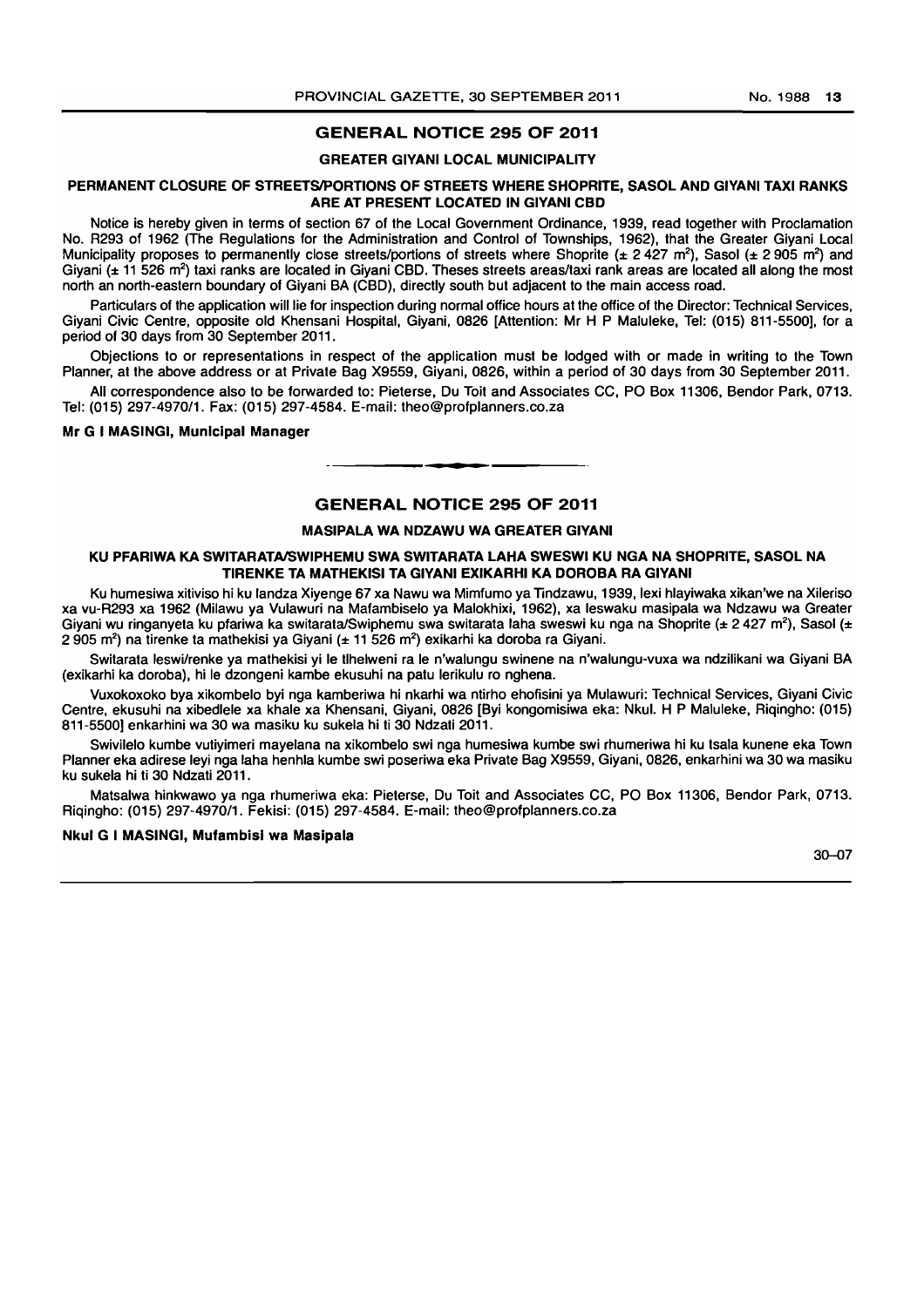## GENERAL NOTICE 295 OF 2011

### GREATER GIYANI LOCAL MUNICIPALITY

### PERMANENT CLOSURE OF STREETS/PORTIONS OF STREETS WHERE SHOPRITE, SASOL AND GIYANI TAXI RANKS ARE AT PRESENT LOCATED IN GIYANI CBD

Notice is hereby given in terms of section 67 of the Local Government Ordinance, 1939, read together with Proclamation No. R293 of 1962 (The Regulations for the Administration and Control of Townships, 1962), that the Greater Giyani Local Municipality proposes to permanently close streets/portions of streets where Shoprite (± 2 427 m$^2$), Sasol (± 2 905 m$^2$) and Giyani (± 11 526 m$^2$) taxi ranks are located in Giyani CBD. Theses streets areas/taxi rank areas are located all along the most north an north-eastern boundary of Giyani BA (CBD), directly south but adjacent to the main access road.

Particulars of the application will lie for inspection during normal office hours at the office of the Director: Technical Services, Giyani Civic Centre, opposite old Khensani Hospital, Giyani, 0826 [Attention: Mr H P Maluleke, Tel: (015) 811-5500], for a period of 30 days from 30 September 2011.

Objections to or representations in respect of the application must be lodged with or made in writing to the Town Planner, at the above address or at Private Bag X9559, Giyani, 0826, within a period of 30 days from 30 September 2011.

All correspondence also to be forwarded to: Pieterse, Du Toit and Associates CC, PO Box 11306, Bendor Park, 0713. Tel: (015) 297-4970/1. Fax: (015) 297-4584. E-mail: theo@profplanners.co.za

**Mr G I MASINGI, Municipal Manager**

---

## GENERAL NOTICE 295 OF 2011

### MASIPALA WA NDZAWU WA GREATER GIYANI

### KU PFARIWA KA SWITARATA/SWIPHEMU SWA SWITARATA LAHA SWESWI KU NGA NA SHOPRITE, SASOL NA TIRENKE TA MATHEKISI TA GIYANI EXIKARHI KA DOROBA RA GIYANI

Ku humesiwa xitiviso hi ku landza Xiyenge 67 xa Nawu wa Mimfumo ya Tindzawu, 1939, lexi hlayiwaka xikan'we na Xileriso xa vu-R293 xa 1962 (Milawu ya Vulawuri na Mafambiselo ya Malokhixi, 1962), xa leswaku masipala wa Ndzawu wa Greater Giyani wu ringanyeta ku pfariwa ka switarata/Swiphemu swa switarata laha sweswi ku nga na Shoprite (± 2 427 m$^2$), Sasol (± 2 905 m$^2$) na tirenke ta mathekisi ya Giyani (± 11 526 m$^2$) exikarhi ka doroba ra Giyani.

Switarata leswi/renke ya mathekisi yi le tlhelweni ra le n'walungu swinene na n'walungu-vuxa wa ndzilikani wa Giyani BA (exikarhi ka doroba), hi le dzongeni kambe ekusuhi na patu lerikulu ro nghena.

Vuxokoxoko bya xikombelo byi nga kamberiwa hi nkarhi wa ntirho ehofisini ya Mulawuri: Technical Services, Giyani Civic Centre, ekusuhi na xibedlele xa khale xa Khensani, Giyani, 0826 [Byi kongomisiwa eka: Nkul. H P Maluleke, Riqingho: (015) 811-5500] enkarhini wa 30 wa masiku ku sukela hi ti 30 Ndzati 2011.

Swivilelo kumbe vutiyimeri mayelana na xikombelo swi nga humesiwa kumbe swi rhumeriwa hi ku tsala kunene eka Town Planner eka adirese leyi nga laha henhla kumbe swi poseriwa eka Private Bag X9559, Giyani, 0826, enkarhini wa 30 wa masiku ku sukela hi ti 30 Ndzati 2011.

Matsalwa hinkwawo ya nga rhumeriwa eka: Pieterse, Du Toit and Associates CC, PO Box 11306, Bendor Park, 0713. Riqingho: (015) 297-4970/1. Fekisi: (015) 297-4584. E-mail: theo@profplanners.co.za

**Nkul G I MASINGI, Mufambisi wa Masipala**

30–07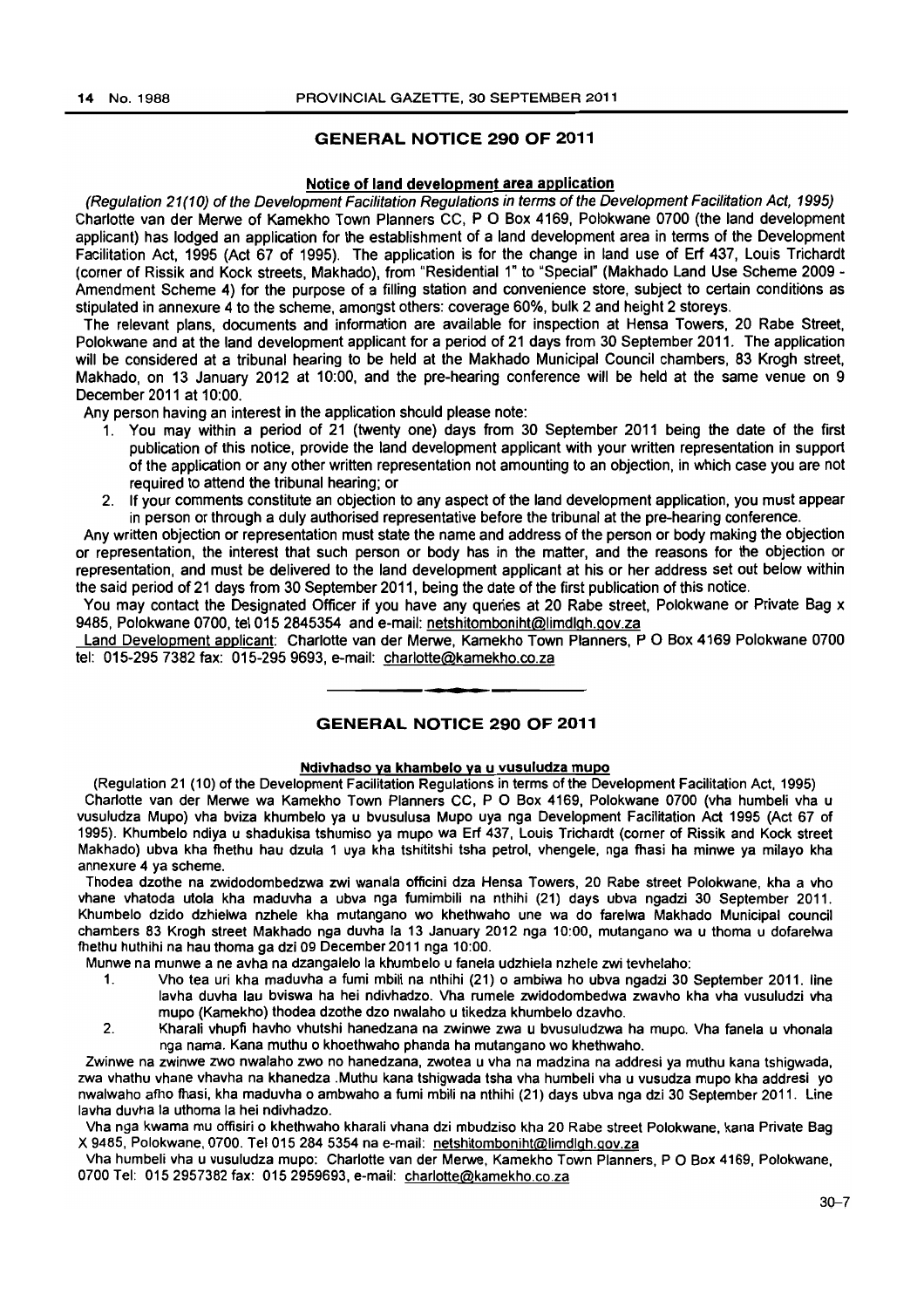## GENERAL NOTICE 290 OF 2011

### Notice of land development area application

*(Regulation 21(10) of the Development Facilitation Regulations in terms of the Development Facilitation Act, 1995)*

Charlotte van der Merwe of Kamekho Town Planners CC, P O Box 4169, Polokwane 0700 (the land development applicant) has lodged an application for the establishment of a land development area in terms of the Development Facilitation Act, 1995 (Act 67 of 1995). The application is for the change in land use of Erf 437, Louis Trichardt (corner of Rissik and Kock streets, Makhado), from "Residential 1" to "Special" (Makhado Land Use Scheme 2009 - Amendment Scheme 4) for the purpose of a filling station and convenience store, subject to certain conditions as stipulated in annexure 4 to the scheme, amongst others: coverage 60%, bulk 2 and height 2 storeys.

The relevant plans, documents and information are available for inspection at Hensa Towers, 20 Rabe Street, Polokwane and at the land development applicant for a period of 21 days from 30 September 2011. The application will be considered at a tribunal hearing to be held at the Makhado Municipal Council chambers, 83 Krogh street, Makhado, on 13 January 2012 at 10:00, and the pre-hearing conference will be held at the same venue on 9 December 2011 at 10:00.

Any person having an interest in the application should please note:

1. You may within a period of 21 (twenty one) days from 30 September 2011 being the date of the first publication of this notice, provide the land development applicant with your written representation in support of the application or any other written representation not amounting to an objection, in which case you are not required to attend the tribunal hearing; or
2. If your comments constitute an objection to any aspect of the land development application, you must appear in person or through a duly authorised representative before the tribunal at the pre-hearing conference.

Any written objection or representation must state the name and address of the person or body making the objection or representation, the interest that such person or body has in the matter, and the reasons for the objection or representation, and must be delivered to the land development applicant at his or her address set out below within the said period of 21 days from 30 September 2011, being the date of the first publication of this notice.

You may contact the Designated Officer if you have any queries at 20 Rabe street, Polokwane or Private Bag x 9485, Polokwane 0700, tel 015 2845354 and e-mail: netshitombonih t@limdlgh.gov.za

Land Development applicant: Charlotte van der Merwe, Kamekho Town Planners, P O Box 4169 Polokwane 0700 tel: 015-295 7382 fax: 015-295 9693, e-mail: charlotte@kamekho.co.za

---

## GENERAL NOTICE 290 OF 2011

### Ndivhadso ya khambelo ya u vusuludza mupo

(Regulation 21 (10) of the Development Facilitation Regulations in terms of the Development Facilitation Act, 1995)

Charlotte van der Merwe wa Kamekho Town Planners CC, P O Box 4169, Polokwane 0700 (vha humbeli vha u vusuludza Mupo) vha bviza khumbelo ya u bvusulusa Mupo uya nga Development Facilitation Act 1995 (Act 67 of 1995). Khumbelo ndiya u shadukisa tshumiso ya mupo wa Erf 437, Louis Trichardt (corner of Rissik and Kock street Makhado) ubva kha fhethu hau dzula 1 uya kha tshititshi tsha petrol, vhengele, nga fhasi ha minwe ya milayo kha annexure 4 ya scheme.

Thodea dzothe na zwidodombedzwa zwi wanala officini dza Hensa Towers, 20 Rabe street Polokwane, kha a vho vhane vhatoda utola kha maduvha a ubva nga fumimbili na nthihi (21) days ubva ngadzi 30 September 2011. Khumbelo dzido dzhielwa nzhele kha mutangano wo khethwaho une wa do farelwa Makhado Municipal council chambers 83 Krogh street Makhado nga duvha la 13 January 2012 nga 10:00, mutangano wa u thoma u dofarelwa fhethu huthihi na hau thoma ga dzi 09 December 2011 nga 10:00.

Munwe na munwe a ne avha na dzangalelo la khumbelo u fanela udzhiela nzhele zwi tevhelaho:

1. Vho tea uri kha maduvha a fumi mbili na nthihi (21) o ambiwa ho ubva ngadzi 30 September 2011. line lavha duvha lau bviswa ha hei ndivhadzo. Vha rumele zwidodombedwa zwavho kha vha vusuludzi vha mupo (Kamekho) thodea dzothe dzo nwalaho u tikedza khumbelo dzavho.
2. Kharali vhupfi havho vhutshi hanedzana na zwinwe zwa u bvusuludzwa ha mupo. Vha fanela u vhonala nga nama. Kana muthu o khoethwaho phanda ha mutangano wo khethwaho.

Zwinwe na zwinwe zwo nwalaho zwo no hanedzana, zwotea u vha na madzina na addresi ya muthu kana tshigwada, zwa vhathu vhane vhavha na khanedza .Muthu kana tshigwada tsha vha humbeli vha u vusudza mupo kha addresi yo nwalwaho afho fhasi, kha maduvha o ambwaho a fumi mbili na nthihi (21) days ubva nga dzi 30 September 2011. Line lavha duvha la uthoma la hei ndivhadzo.

Vha nga kwama mu offisiri o khethwaho kharali vhana dzi mbudziso kha 20 Rabe street Polokwane, kana Private Bag X 9485, Polokwane, 0700. Tel 015 284 5354 na e-mail: netshitombonih t@limdlgh.gov.za

Vha humbeli vha u vusuludza mupo: Charlotte van der Merwe, Kamekho Town Planners, P O Box 4169, Polokwane, 0700 Tel: 015 2957382 fax: 015 2959693, e-mail: charlotte@kamekho.co.za

30–7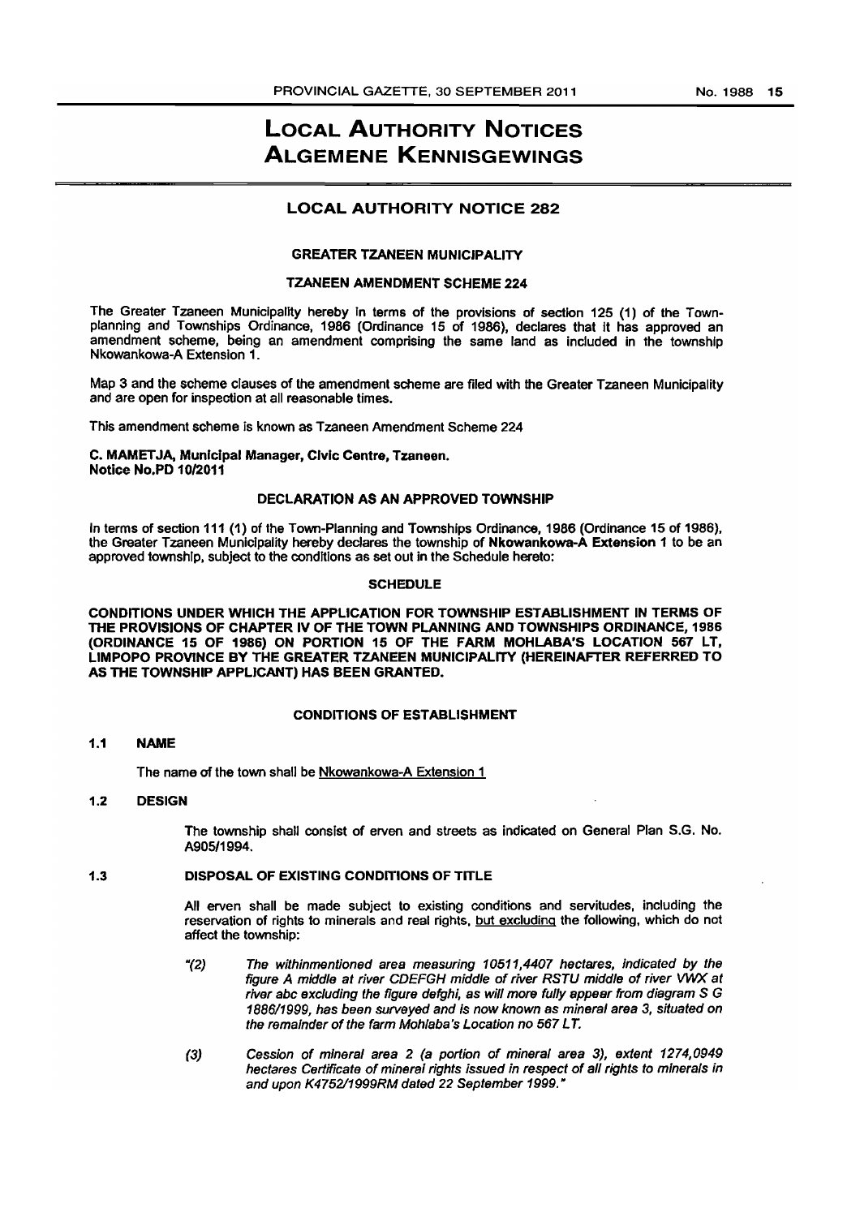# LOCAL AUTHORITY NOTICES
# ALGEMENE KENNISGEWINGS

## LOCAL AUTHORITY NOTICE 282

### GREATER TZANEEN MUNICIPALITY

### TZANEEN AMENDMENT SCHEME 224

The Greater Tzaneen Municipality hereby in terms of the provisions of section 125 (1) of the Town-planning and Townships Ordinance, 1986 (Ordinance 15 of 1986), declares that it has approved an amendment scheme, being an amendment comprising the same land as included in the township Nkowankowa-A Extension 1.

Map 3 and the scheme clauses of the amendment scheme are filed with the Greater Tzaneen Municipality and are open for inspection at all reasonable times.

This amendment scheme is known as Tzaneen Amendment Scheme 224

**C. MAMETJA, Municipal Manager, Civic Centre, Tzaneen.**
**Notice No.PD 10/2011**

### DECLARATION AS AN APPROVED TOWNSHIP

In terms of section 111 (1) of the Town-Planning and Townships Ordinance, 1986 (Ordinance 15 of 1986), the Greater Tzaneen Municipality hereby declares the township of **Nkowankowa-A Extension 1** to be an approved township, subject to the conditions as set out in the Schedule hereto:

### SCHEDULE

**CONDITIONS UNDER WHICH THE APPLICATION FOR TOWNSHIP ESTABLISHMENT IN TERMS OF THE PROVISIONS OF CHAPTER IV OF THE TOWN PLANNING AND TOWNSHIPS ORDINANCE, 1986 (ORDINANCE 15 OF 1986) ON PORTION 15 OF THE FARM MOHLABA'S LOCATION 567 LT, LIMPOPO PROVINCE BY THE GREATER TZANEEN MUNICIPALITY (HEREINAFTER REFERRED TO AS THE TOWNSHIP APPLICANT) HAS BEEN GRANTED.**

### CONDITIONS OF ESTABLISHMENT

**1.1 NAME**

The name of the town shall be Nkowankowa-A Extension 1

**1.2 DESIGN**

The township shall consist of erven and streets as indicated on General Plan S.G. No. A905/1994.

**1.3 DISPOSAL OF EXISTING CONDITIONS OF TITLE**

All erven shall be made subject to existing conditions and servitudes, including the reservation of rights to minerals and real rights, but excluding the following, which do not affect the township:

"(2) *The withinmentioned area measuring 10511,4407 hectares, indicated by the figure A middle at river CDEFGH middle of river RSTU middle of river VWX at river abc excluding the figure defghi, as will more fully appear from diagram S G 1886/1999, has been surveyed and is now known as mineral area 3, situated on the remainder of the farm Mohlaba's Location no 567 LT.*

(3) *Cession of mineral area 2 (a portion of mineral area 3), extent 1274,0949 hectares Certificate of mineral rights issued in respect of all rights to minerals in and upon K4752/1999RM dated 22 September 1999.*"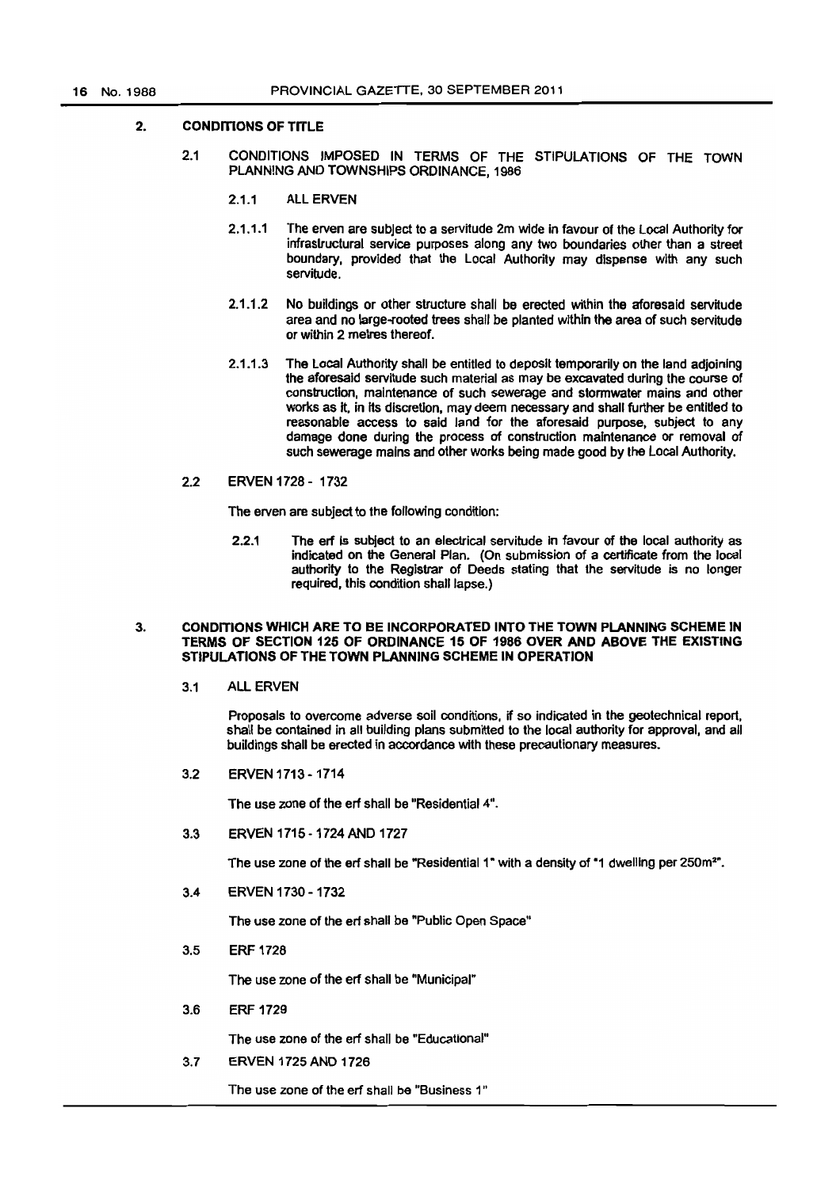## 2. CONDITIONS OF TITLE

### 2.1 CONDITIONS IMPOSED IN TERMS OF THE STIPULATIONS OF THE TOWN PLANNING AND TOWNSHIPS ORDINANCE, 1986

#### 2.1.1 ALL ERVEN

2.1.1.1 The erven are subject to a servitude 2m wide in favour of the Local Authority for infrastructural service purposes along any two boundaries other than a street boundary, provided that the Local Authority may dispense with any such servitude.

2.1.1.2 No buildings or other structure shall be erected within the aforesaid servitude area and no large-rooted trees shall be planted within the area of such servitude or within 2 metres thereof.

2.1.1.3 The Local Authority shall be entitled to deposit temporarily on the land adjoining the aforesaid servitude such material as may be excavated during the course of construction, maintenance of such sewerage and stormwater mains and other works as it, in its discretion, may deem necessary and shall further be entitled to reasonable access to said land for the aforesaid purpose, subject to any damage done during the process of construction maintenance or removal of such sewerage mains and other works being made good by the Local Authority.

### 2.2 ERVEN 1728 - 1732

The erven are subject to the following condition:

2.2.1 The erf is subject to an electrical servitude in favour of the local authority as indicated on the General Plan. (On submission of a certificate from the local authority to the Registrar of Deeds stating that the servitude is no longer required, this condition shall lapse.)

## 3. CONDITIONS WHICH ARE TO BE INCORPORATED INTO THE TOWN PLANNING SCHEME IN TERMS OF SECTION 125 OF ORDINANCE 15 OF 1986 OVER AND ABOVE THE EXISTING STIPULATIONS OF THE TOWN PLANNING SCHEME IN OPERATION

### 3.1 ALL ERVEN

Proposals to overcome adverse soil conditions, if so indicated in the geotechnical report, shall be contained in all building plans submitted to the local authority for approval, and all buildings shall be erected in accordance with these precautionary measures.

### 3.2 ERVEN 1713 - 1714

The use zone of the erf shall be "Residential 4".

### 3.3 ERVEN 1715 - 1724 AND 1727

The use zone of the erf shall be "Residential 1" with a density of "1 dwelling per 250m²".

### 3.4 ERVEN 1730 - 1732

The use zone of the erf shall be "Public Open Space"

### 3.5 ERF 1728

The use zone of the erf shall be "Municipal"

### 3.6 ERF 1729

The use zone of the erf shall be "Educational"

### 3.7 ERVEN 1725 AND 1726

The use zone of the erf shall be "Business 1"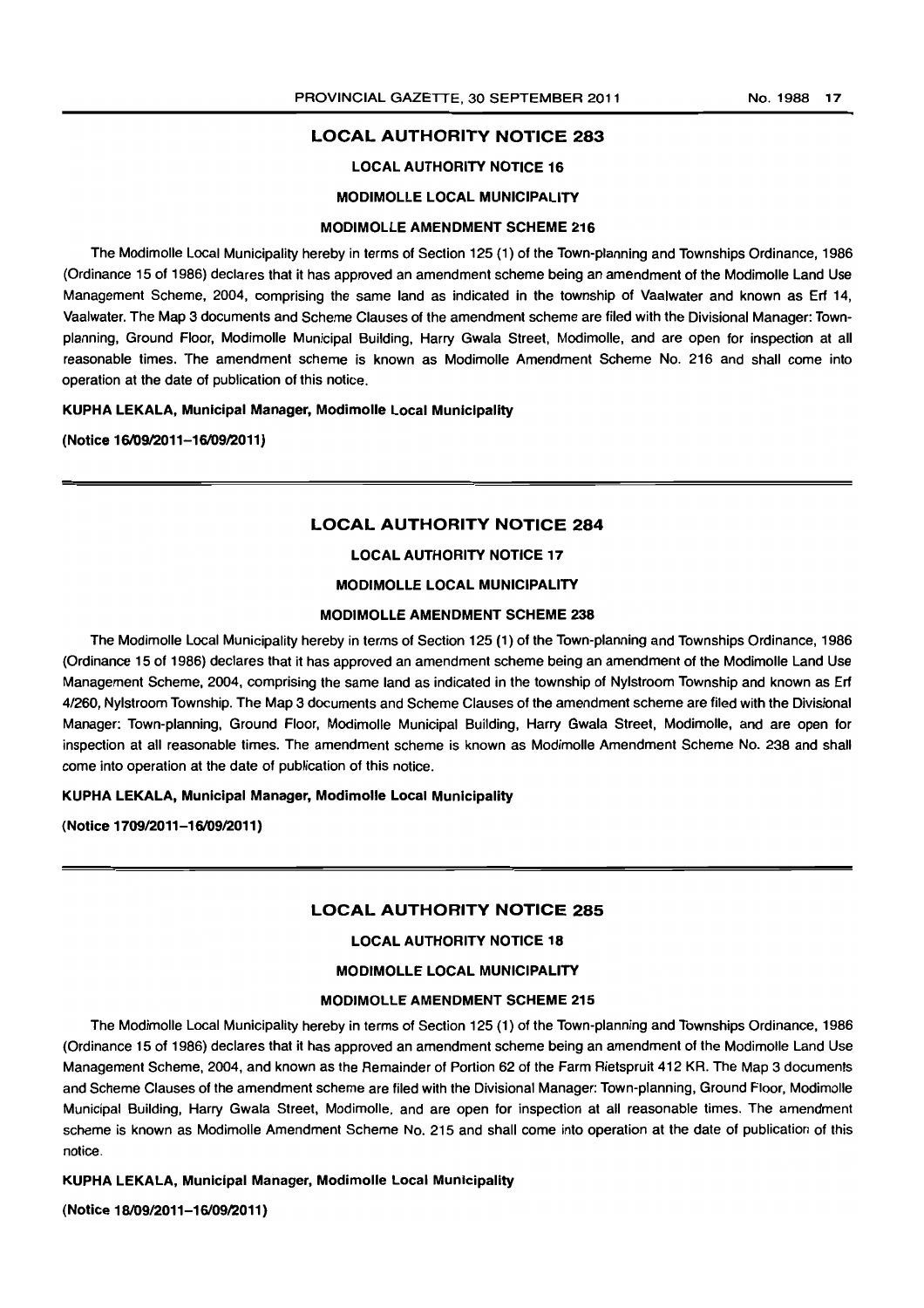## LOCAL AUTHORITY NOTICE 283

### LOCAL AUTHORITY NOTICE 16

### MODIMOLLE LOCAL MUNICIPALITY

### MODIMOLLE AMENDMENT SCHEME 216

The Modimolle Local Municipality hereby in terms of Section 125 (1) of the Town-planning and Townships Ordinance, 1986 (Ordinance 15 of 1986) declares that it has approved an amendment scheme being an amendment of the Modimolle Land Use Management Scheme, 2004, comprising the same land as indicated in the township of Vaalwater and known as Erf 14, Vaalwater. The Map 3 documents and Scheme Clauses of the amendment scheme are filed with the Divisional Manager: Town-planning, Ground Floor, Modimolle Municipal Building, Harry Gwala Street, Modimolle, and are open for inspection at all reasonable times. The amendment scheme is known as Modimolle Amendment Scheme No. 216 and shall come into operation at the date of publication of this notice.

**KUPHA LEKALA, Municipal Manager, Modimolle Local Municipality**

**(Notice 16/09/2011–16/09/2011)**

---

## LOCAL AUTHORITY NOTICE 284

### LOCAL AUTHORITY NOTICE 17

### MODIMOLLE LOCAL MUNICIPALITY

### MODIMOLLE AMENDMENT SCHEME 238

The Modimolle Local Municipality hereby in terms of Section 125 (1) of the Town-planning and Townships Ordinance, 1986 (Ordinance 15 of 1986) declares that it has approved an amendment scheme being an amendment of the Modimolle Land Use Management Scheme, 2004, comprising the same land as indicated in the township of Nylstroom Township and known as Erf 4/260, Nylstroom Township. The Map 3 documents and Scheme Clauses of the amendment scheme are filed with the Divisional Manager: Town-planning, Ground Floor, Modimolle Municipal Building, Harry Gwala Street, Modimolle, and are open for inspection at all reasonable times. The amendment scheme is known as Modimolle Amendment Scheme No. 238 and shall come into operation at the date of publication of this notice.

**KUPHA LEKALA, Municipal Manager, Modimolle Local Municipality**

**(Notice 1709/2011–16/09/2011)**

---

## LOCAL AUTHORITY NOTICE 285

### LOCAL AUTHORITY NOTICE 18

### MODIMOLLE LOCAL MUNICIPALITY

### MODIMOLLE AMENDMENT SCHEME 215

The Modimolle Local Municipality hereby in terms of Section 125 (1) of the Town-planning and Townships Ordinance, 1986 (Ordinance 15 of 1986) declares that it has approved an amendment scheme being an amendment of the Modimolle Land Use Management Scheme, 2004, and known as the Remainder of Portion 62 of the Farm Rietspruit 412 KR. The Map 3 documents and Scheme Clauses of the amendment scheme are filed with the Divisional Manager: Town-planning, Ground Floor, Modimolle Municipal Building, Harry Gwala Street, Modimolle, and are open for inspection at all reasonable times. The amendment scheme is known as Modimolle Amendment Scheme No. 215 and shall come into operation at the date of publication of this notice.

**KUPHA LEKALA, Municipal Manager, Modimolle Local Municipality**

**(Notice 18/09/2011–16/09/2011)**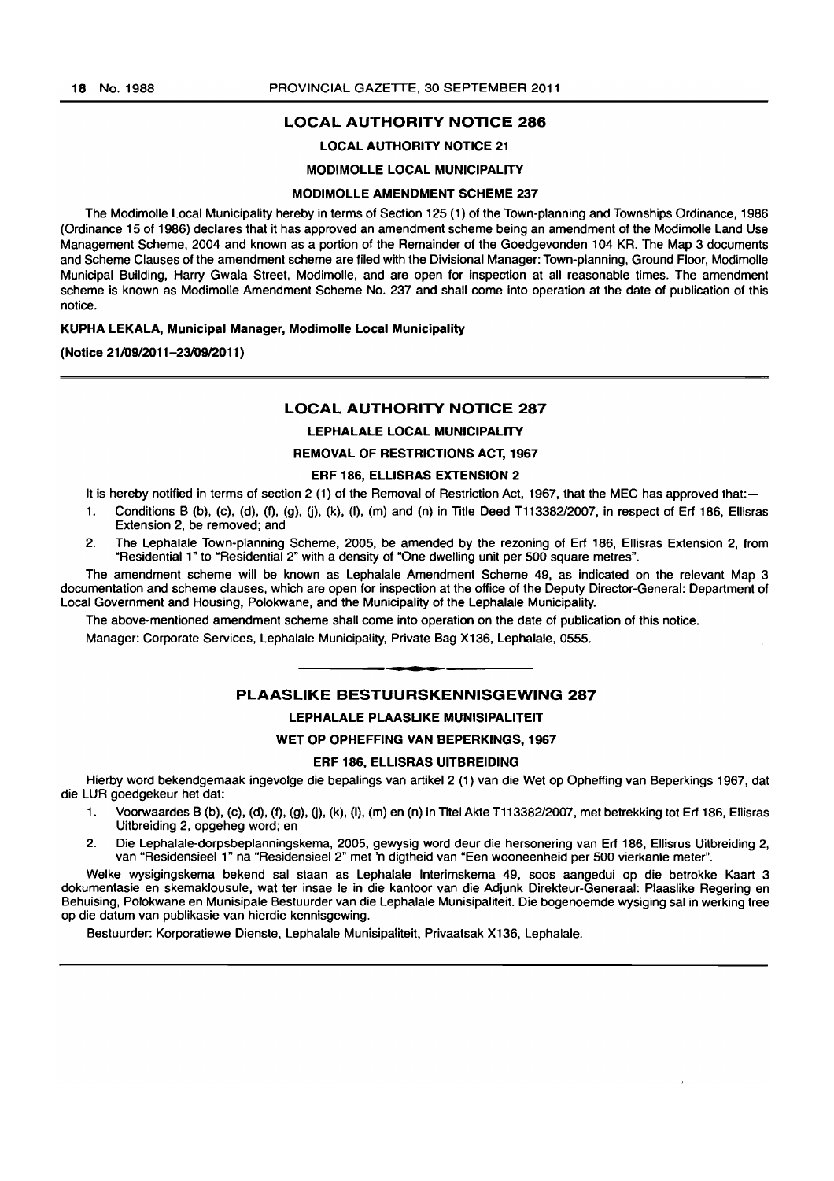## LOCAL AUTHORITY NOTICE 286

### LOCAL AUTHORITY NOTICE 21

### MODIMOLLE LOCAL MUNICIPALITY

### MODIMOLLE AMENDMENT SCHEME 237

The Modimolle Local Municipality hereby in terms of Section 125 (1) of the Town-planning and Townships Ordinance, 1986 (Ordinance 15 of 1986) declares that it has approved an amendment scheme being an amendment of the Modimolle Land Use Management Scheme, 2004 and known as a portion of the Remainder of the Goedgevonden 104 KR. The Map 3 documents and Scheme Clauses of the amendment scheme are filed with the Divisional Manager: Town-planning, Ground Floor, Modimolle Municipal Building, Harry Gwala Street, Modimolle, and are open for inspection at all reasonable times. The amendment scheme is known as Modimolle Amendment Scheme No. 237 and shall come into operation at the date of publication of this notice.

**KUPHA LEKALA, Municipal Manager, Modimolle Local Municipality**

**(Notice 21/09/2011–23/09/2011)**

---

## LOCAL AUTHORITY NOTICE 287

### LEPHALALE LOCAL MUNICIPALITY

### REMOVAL OF RESTRICTIONS ACT, 1967

### ERF 186, ELLISRAS EXTENSION 2

It is hereby notified in terms of section 2 (1) of the Removal of Restriction Act, 1967, that the MEC has approved that:—

1. Conditions B (b), (c), (d), (f), (g), (j), (k), (l), (m) and (n) in Title Deed T113382/2007, in respect of Erf 186, Ellisras Extension 2, be removed; and
2. The Lephalale Town-planning Scheme, 2005, be amended by the rezoning of Erf 186, Ellisras Extension 2, from "Residential 1" to "Residential 2" with a density of "One dwelling unit per 500 square metres".

The amendment scheme will be known as Lephalale Amendment Scheme 49, as indicated on the relevant Map 3 documentation and scheme clauses, which are open for inspection at the office of the Deputy Director-General: Department of Local Government and Housing, Polokwane, and the Municipality of the Lephalale Municipality.

The above-mentioned amendment scheme shall come into operation on the date of publication of this notice.

Manager: Corporate Services, Lephalale Municipality, Private Bag X136, Lephalale, 0555.

---

## PLAASLIKE BESTUURSKENNISGEWING 287

### LEPHALALE PLAASLIKE MUNISIPALITEIT

### WET OP OPHEFFING VAN BEPERKINGS, 1967

### ERF 186, ELLISRAS UITBREIDING

Hierby word bekendgemaak ingevolge die bepalings van artikel 2 (1) van die Wet op Opheffing van Beperkings 1967, dat die LUR goedgekeur het dat:

1. Voorwaardes B (b), (c), (d), (f), (g), (j), (k), (l), (m) en (n) in Titel Akte T113382/2007, met betrekking tot Erf 186, Ellisras Uitbreiding 2, opgeheg word; en
2. Die Lephalale-dorpsbeplanningskema, 2005, gewysig word deur die hersonering van Erf 186, Ellisrus Uitbreiding 2, van "Residensieel 1" na "Residensieel 2" met 'n digtheid van "Een wooneenheid per 500 vierkante meter".

Welke wysigingskema bekend sal staan as Lephalale Interimskema 49, soos aangedui op die betrokke Kaart 3 dokumentasie en skemaklousule, wat ter insae le in die kantoor van die Adjunk Direkteur-Generaal: Plaaslike Regering en Behuising, Polokwane en Munisipale Bestuurder van die Lephalale Munisipaliteit. Die bogenoemde wysiging sal in werking tree op die datum van publikasie van hierdie kennisgewing.

Bestuurder: Korporatiewe Dienste, Lephalale Munisipaliteit, Privaatsak X136, Lephalale.